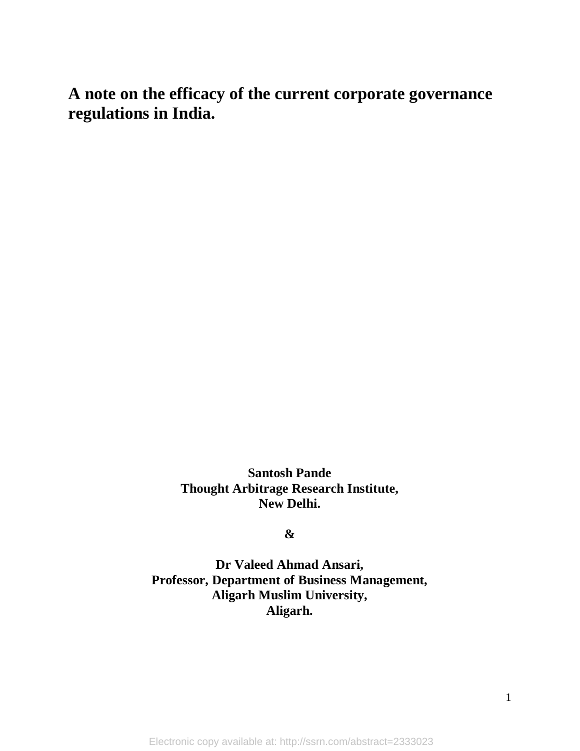# A note on the efficacy of the current corporate governance regulations in India.

**Santosh Pande**
**Thought Arbitrage Research Institute,**
**New Delhi.**

**&**

**Dr Valeed Ahmad Ansari,**
**Professor, Department of Business Management,**
**Aligarh Muslim University,**
**Aligarh.**

Electronic copy available at: http://ssrn.com/abstract=2333023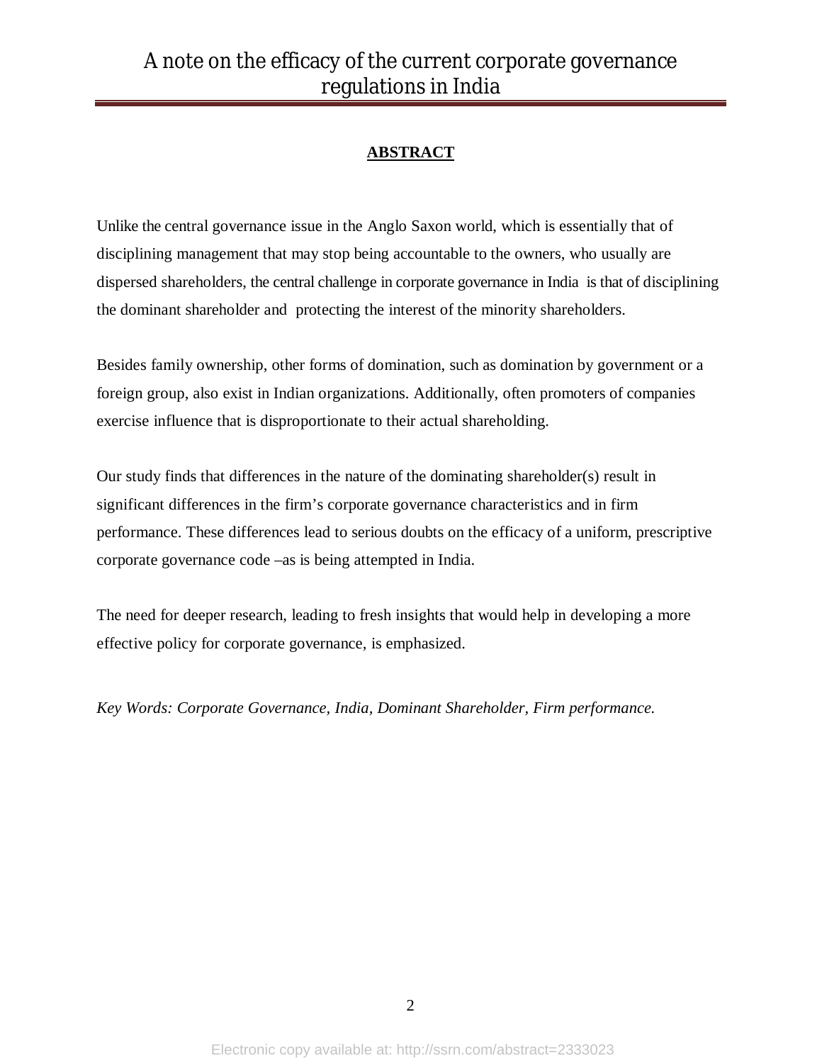## ABSTRACT

Unlike the central governance issue in the Anglo Saxon world, which is essentially that of disciplining management that may stop being accountable to the owners, who usually are dispersed shareholders, the central challenge in corporate governance in India is that of disciplining the dominant shareholder and protecting the interest of the minority shareholders.

Besides family ownership, other forms of domination, such as domination by government or a foreign group, also exist in Indian organizations. Additionally, often promoters of companies exercise influence that is disproportionate to their actual shareholding.

Our study finds that differences in the nature of the dominating shareholder(s) result in significant differences in the firm's corporate governance characteristics and in firm performance. These differences lead to serious doubts on the efficacy of a uniform, prescriptive corporate governance code –as is being attempted in India.

The need for deeper research, leading to fresh insights that would help in developing a more effective policy for corporate governance, is emphasized.

*Key Words: Corporate Governance, India, Dominant Shareholder, Firm performance.*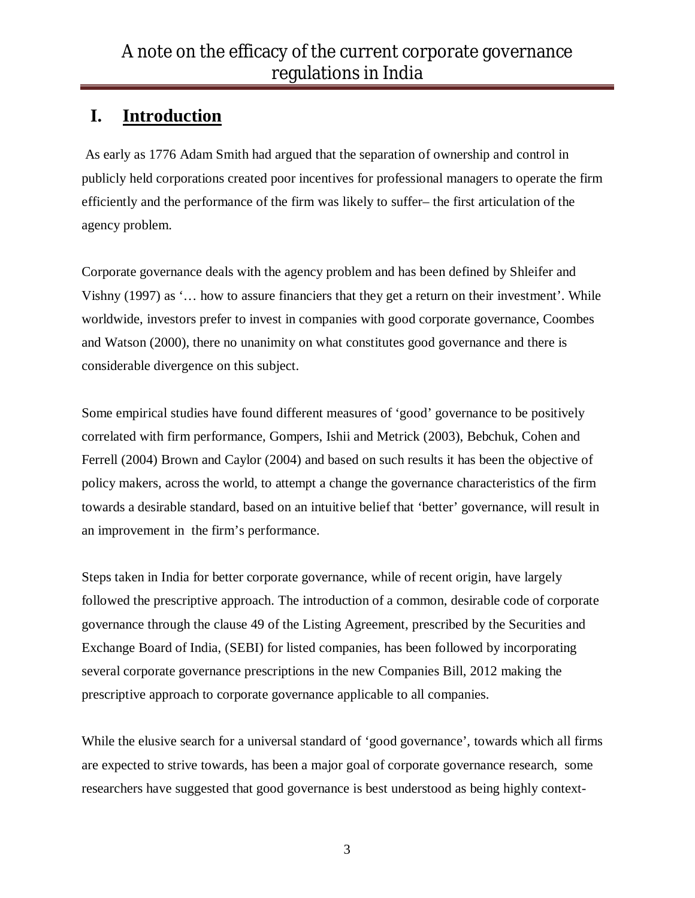# A note on the efficacy of the current corporate governance regulations in India

## I. Introduction

As early as 1776 Adam Smith had argued that the separation of ownership and control in publicly held corporations created poor incentives for professional managers to operate the firm efficiently and the performance of the firm was likely to suffer– the first articulation of the agency problem.

Corporate governance deals with the agency problem and has been defined by Shleifer and Vishny (1997) as '… how to assure financiers that they get a return on their investment'. While worldwide, investors prefer to invest in companies with good corporate governance, Coombes and Watson (2000), there no unanimity on what constitutes good governance and there is considerable divergence on this subject.

Some empirical studies have found different measures of 'good' governance to be positively correlated with firm performance, Gompers, Ishii and Metrick (2003), Bebchuk, Cohen and Ferrell (2004) Brown and Caylor (2004) and based on such results it has been the objective of policy makers, across the world, to attempt a change the governance characteristics of the firm towards a desirable standard, based on an intuitive belief that 'better' governance, will result in an improvement in the firm's performance.

Steps taken in India for better corporate governance, while of recent origin, have largely followed the prescriptive approach. The introduction of a common, desirable code of corporate governance through the clause 49 of the Listing Agreement, prescribed by the Securities and Exchange Board of India, (SEBI) for listed companies, has been followed by incorporating several corporate governance prescriptions in the new Companies Bill, 2012 making the prescriptive approach to corporate governance applicable to all companies.

While the elusive search for a universal standard of 'good governance', towards which all firms are expected to strive towards, has been a major goal of corporate governance research, some researchers have suggested that good governance is best understood as being highly context-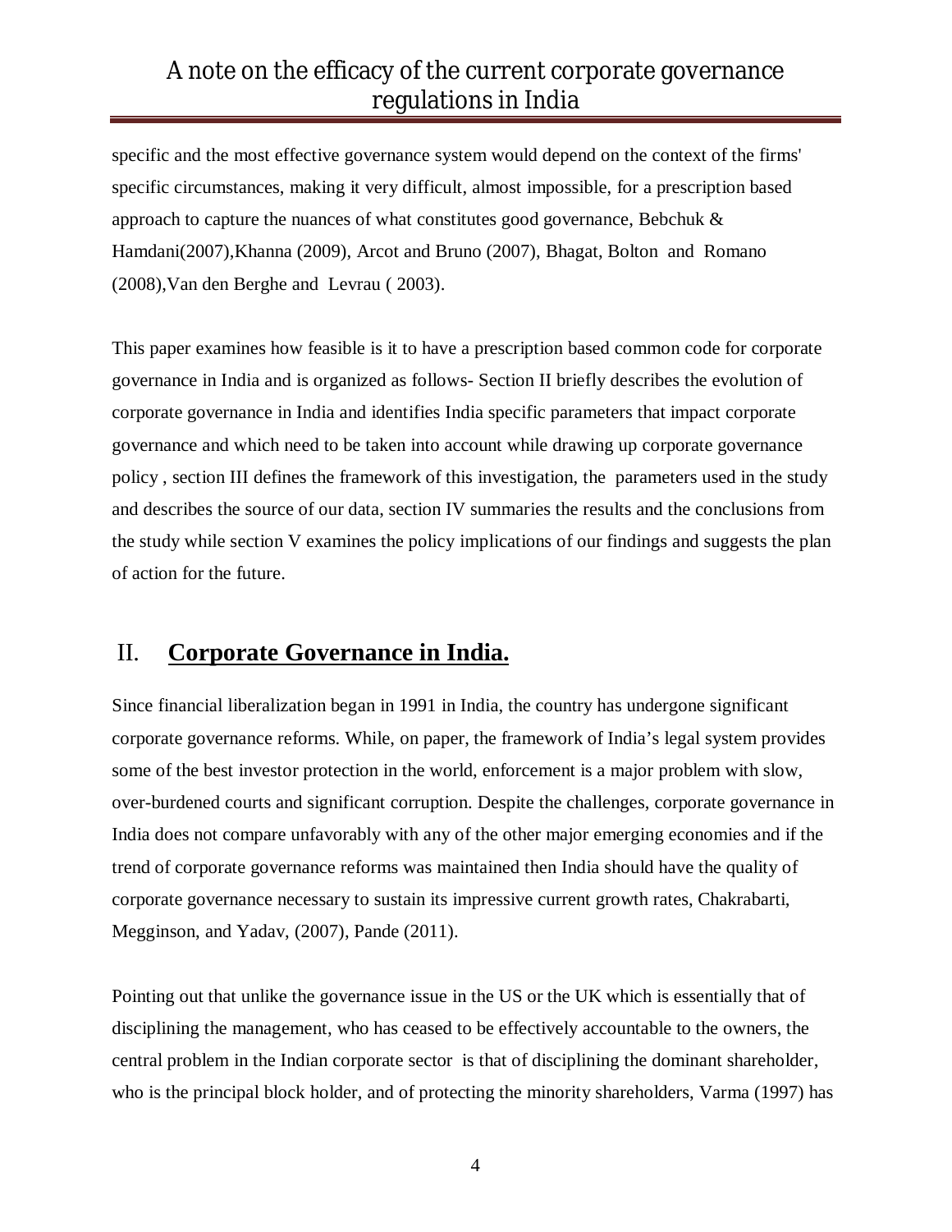specific and the most effective governance system would depend on the context of the firms' specific circumstances, making it very difficult, almost impossible, for a prescription based approach to capture the nuances of what constitutes good governance, Bebchuk & Hamdani(2007),Khanna (2009), Arcot and Bruno (2007), Bhagat, Bolton and Romano (2008),Van den Berghe and Levrau ( 2003).

This paper examines how feasible is it to have a prescription based common code for corporate governance in India and is organized as follows- Section II briefly describes the evolution of corporate governance in India and identifies India specific parameters that impact corporate governance and which need to be taken into account while drawing up corporate governance policy , section III defines the framework of this investigation, the parameters used in the study and describes the source of our data, section IV summaries the results and the conclusions from the study while section V examines the policy implications of our findings and suggests the plan of action for the future.

## II. **Corporate Governance in India.**

Since financial liberalization began in 1991 in India, the country has undergone significant corporate governance reforms. While, on paper, the framework of India's legal system provides some of the best investor protection in the world, enforcement is a major problem with slow, over-burdened courts and significant corruption. Despite the challenges, corporate governance in India does not compare unfavorably with any of the other major emerging economies and if the trend of corporate governance reforms was maintained then India should have the quality of corporate governance necessary to sustain its impressive current growth rates, Chakrabarti, Megginson, and Yadav, (2007), Pande (2011).

Pointing out that unlike the governance issue in the US or the UK which is essentially that of disciplining the management, who has ceased to be effectively accountable to the owners, the central problem in the Indian corporate sector is that of disciplining the dominant shareholder, who is the principal block holder, and of protecting the minority shareholders, Varma (1997) has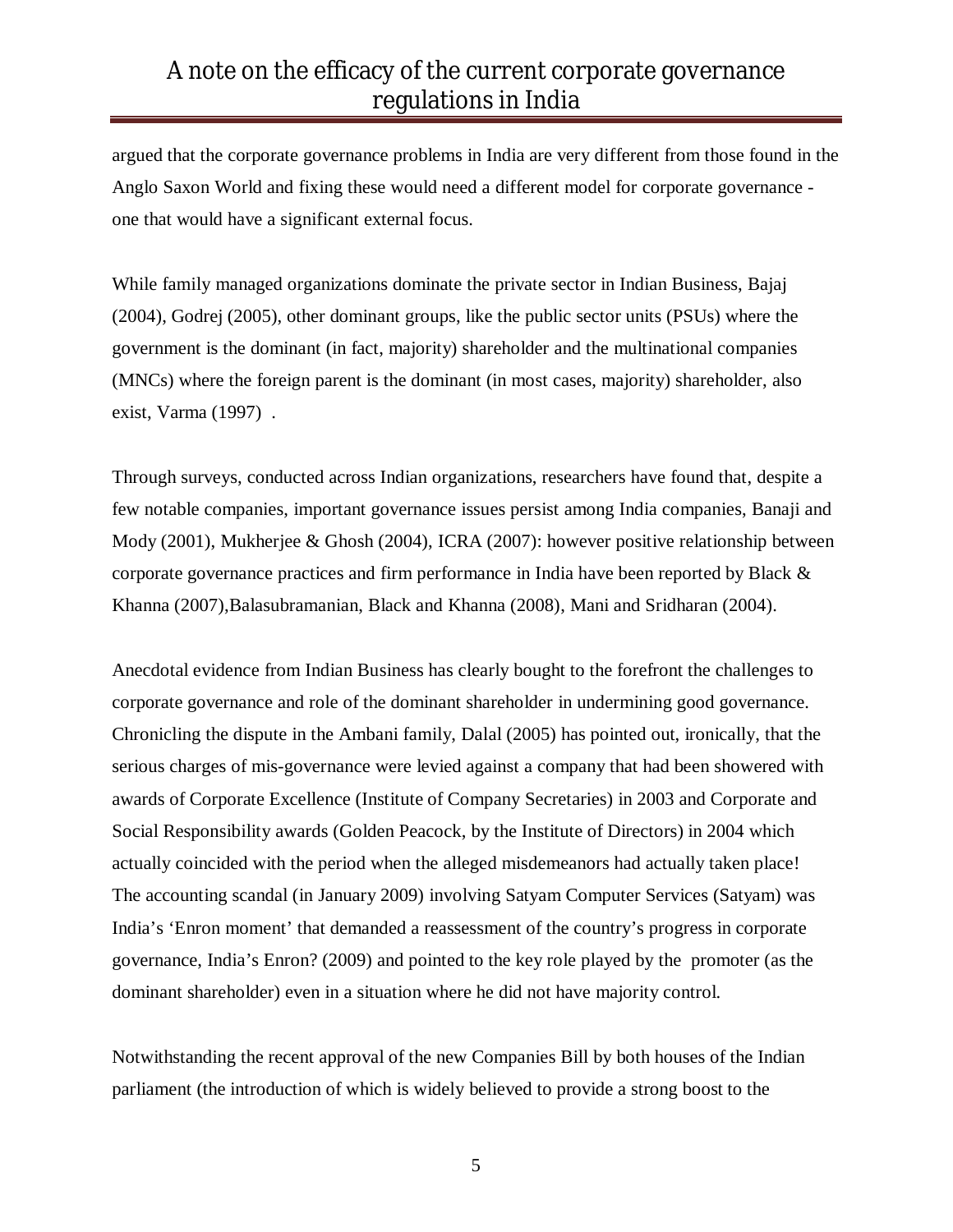argued that the corporate governance problems in India are very different from those found in the Anglo Saxon World and fixing these would need a different model for corporate governance - one that would have a significant external focus.

While family managed organizations dominate the private sector in Indian Business, Bajaj (2004), Godrej (2005), other dominant groups, like the public sector units (PSUs) where the government is the dominant (in fact, majority) shareholder and the multinational companies (MNCs) where the foreign parent is the dominant (in most cases, majority) shareholder, also exist, Varma (1997) .

Through surveys, conducted across Indian organizations, researchers have found that, despite a few notable companies, important governance issues persist among India companies, Banaji and Mody (2001), Mukherjee & Ghosh (2004), ICRA (2007): however positive relationship between corporate governance practices and firm performance in India have been reported by Black & Khanna (2007),Balasubramanian, Black and Khanna (2008), Mani and Sridharan (2004).

Anecdotal evidence from Indian Business has clearly bought to the forefront the challenges to corporate governance and role of the dominant shareholder in undermining good governance. Chronicling the dispute in the Ambani family, Dalal (2005) has pointed out, ironically, that the serious charges of mis-governance were levied against a company that had been showered with awards of Corporate Excellence (Institute of Company Secretaries) in 2003 and Corporate and Social Responsibility awards (Golden Peacock, by the Institute of Directors) in 2004 which actually coincided with the period when the alleged misdemeanors had actually taken place! The accounting scandal (in January 2009) involving Satyam Computer Services (Satyam) was India's 'Enron moment' that demanded a reassessment of the country's progress in corporate governance, India's Enron? (2009) and pointed to the key role played by the promoter (as the dominant shareholder) even in a situation where he did not have majority control.

Notwithstanding the recent approval of the new Companies Bill by both houses of the Indian parliament (the introduction of which is widely believed to provide a strong boost to the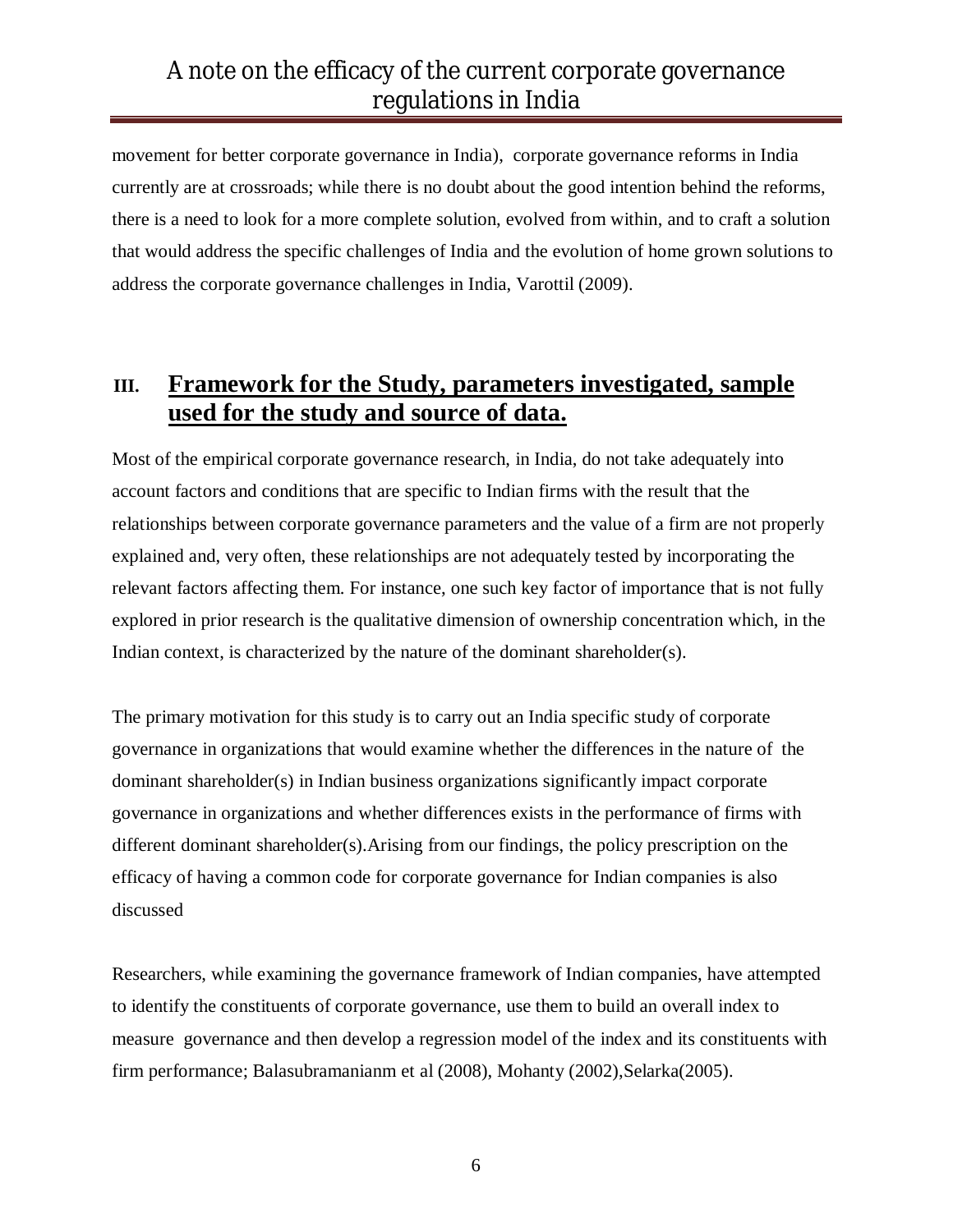movement for better corporate governance in India), corporate governance reforms in India currently are at crossroads; while there is no doubt about the good intention behind the reforms, there is a need to look for a more complete solution, evolved from within, and to craft a solution that would address the specific challenges of India and the evolution of home grown solutions to address the corporate governance challenges in India, Varottil (2009).

## III. Framework for the Study, parameters investigated, sample used for the study and source of data.

Most of the empirical corporate governance research, in India, do not take adequately into account factors and conditions that are specific to Indian firms with the result that the relationships between corporate governance parameters and the value of a firm are not properly explained and, very often, these relationships are not adequately tested by incorporating the relevant factors affecting them. For instance, one such key factor of importance that is not fully explored in prior research is the qualitative dimension of ownership concentration which, in the Indian context, is characterized by the nature of the dominant shareholder(s).

The primary motivation for this study is to carry out an India specific study of corporate governance in organizations that would examine whether the differences in the nature of the dominant shareholder(s) in Indian business organizations significantly impact corporate governance in organizations and whether differences exists in the performance of firms with different dominant shareholder(s).Arising from our findings, the policy prescription on the efficacy of having a common code for corporate governance for Indian companies is also discussed

Researchers, while examining the governance framework of Indian companies, have attempted to identify the constituents of corporate governance, use them to build an overall index to measure governance and then develop a regression model of the index and its constituents with firm performance; Balasubramanianm et al (2008), Mohanty (2002),Selarka(2005).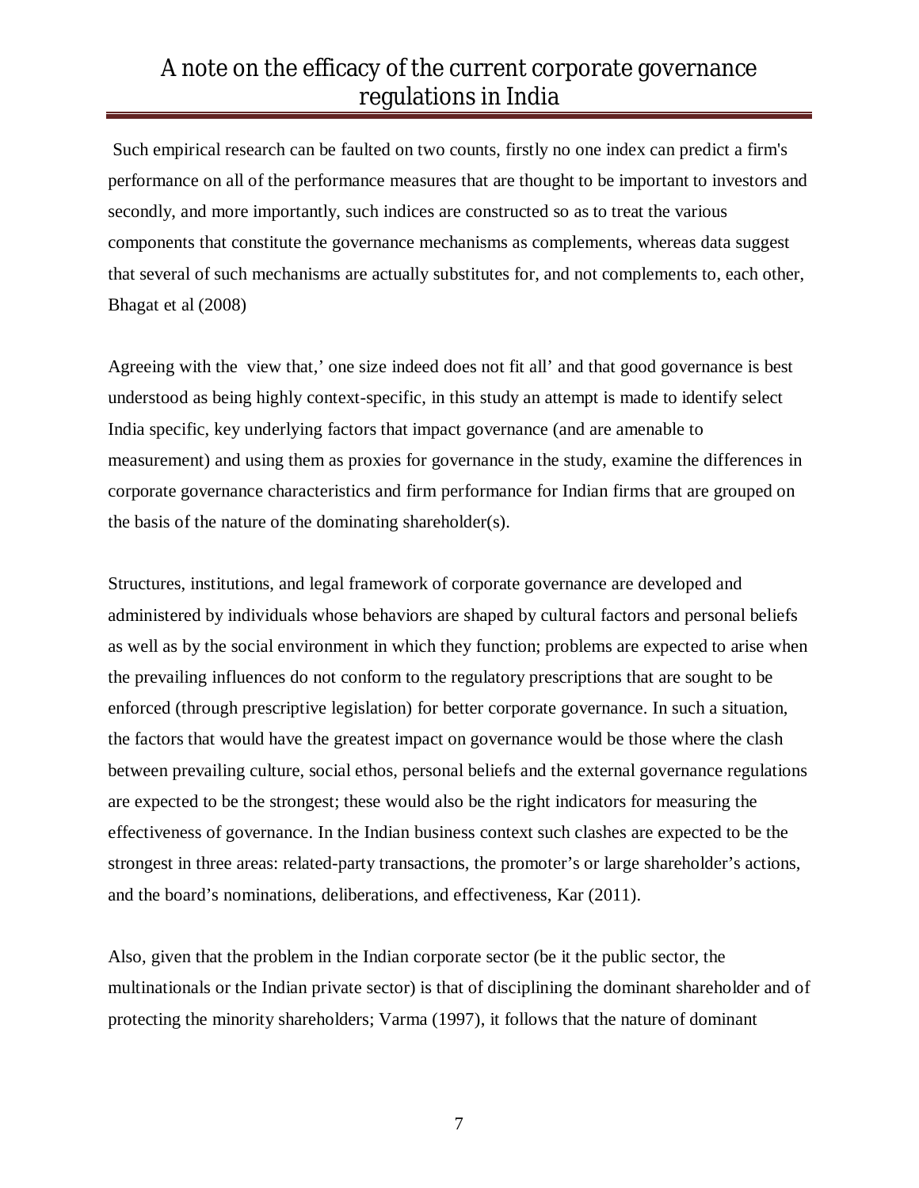Such empirical research can be faulted on two counts, firstly no one index can predict a firm's performance on all of the performance measures that are thought to be important to investors and secondly, and more importantly, such indices are constructed so as to treat the various components that constitute the governance mechanisms as complements, whereas data suggest that several of such mechanisms are actually substitutes for, and not complements to, each other, Bhagat et al (2008)

Agreeing with the view that,' one size indeed does not fit all' and that good governance is best understood as being highly context-specific, in this study an attempt is made to identify select India specific, key underlying factors that impact governance (and are amenable to measurement) and using them as proxies for governance in the study, examine the differences in corporate governance characteristics and firm performance for Indian firms that are grouped on the basis of the nature of the dominating shareholder(s).

Structures, institutions, and legal framework of corporate governance are developed and administered by individuals whose behaviors are shaped by cultural factors and personal beliefs as well as by the social environment in which they function; problems are expected to arise when the prevailing influences do not conform to the regulatory prescriptions that are sought to be enforced (through prescriptive legislation) for better corporate governance. In such a situation, the factors that would have the greatest impact on governance would be those where the clash between prevailing culture, social ethos, personal beliefs and the external governance regulations are expected to be the strongest; these would also be the right indicators for measuring the effectiveness of governance. In the Indian business context such clashes are expected to be the strongest in three areas: related-party transactions, the promoter's or large shareholder's actions, and the board's nominations, deliberations, and effectiveness, Kar (2011).

Also, given that the problem in the Indian corporate sector (be it the public sector, the multinationals or the Indian private sector) is that of disciplining the dominant shareholder and of protecting the minority shareholders; Varma (1997), it follows that the nature of dominant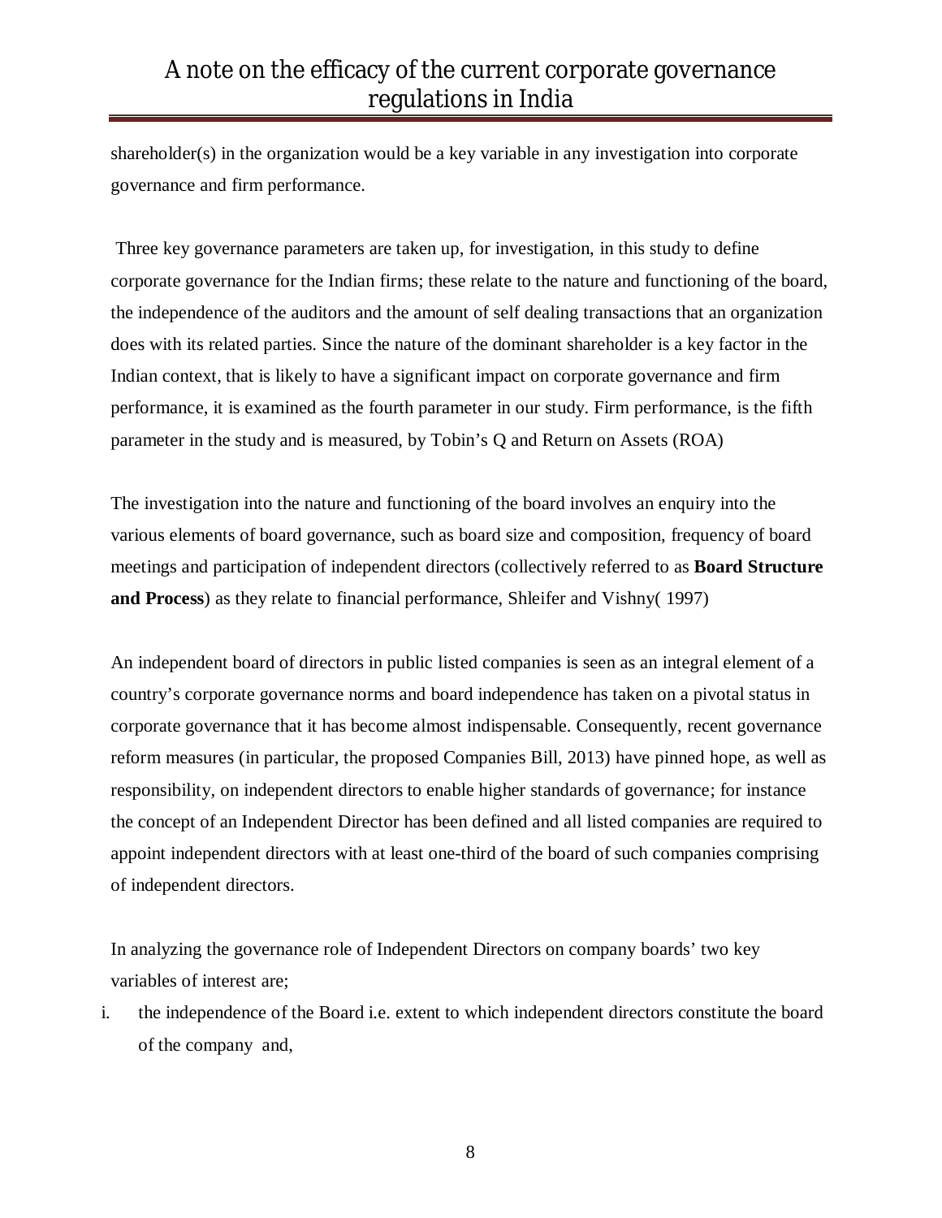shareholder(s) in the organization would be a key variable in any investigation into corporate governance and firm performance.

Three key governance parameters are taken up, for investigation, in this study to define corporate governance for the Indian firms; these relate to the nature and functioning of the board, the independence of the auditors and the amount of self dealing transactions that an organization does with its related parties. Since the nature of the dominant shareholder is a key factor in the Indian context, that is likely to have a significant impact on corporate governance and firm performance, it is examined as the fourth parameter in our study. Firm performance, is the fifth parameter in the study and is measured, by Tobin's Q and Return on Assets (ROA)

The investigation into the nature and functioning of the board involves an enquiry into the various elements of board governance, such as board size and composition, frequency of board meetings and participation of independent directors (collectively referred to as **Board Structure and Process**) as they relate to financial performance, Shleifer and Vishny( 1997)

An independent board of directors in public listed companies is seen as an integral element of a country's corporate governance norms and board independence has taken on a pivotal status in corporate governance that it has become almost indispensable. Consequently, recent governance reform measures (in particular, the proposed Companies Bill, 2013) have pinned hope, as well as responsibility, on independent directors to enable higher standards of governance; for instance the concept of an Independent Director has been defined and all listed companies are required to appoint independent directors with at least one-third of the board of such companies comprising of independent directors.

In analyzing the governance role of Independent Directors on company boards' two key variables of interest are;

i. the independence of the Board i.e. extent to which independent directors constitute the board of the company and,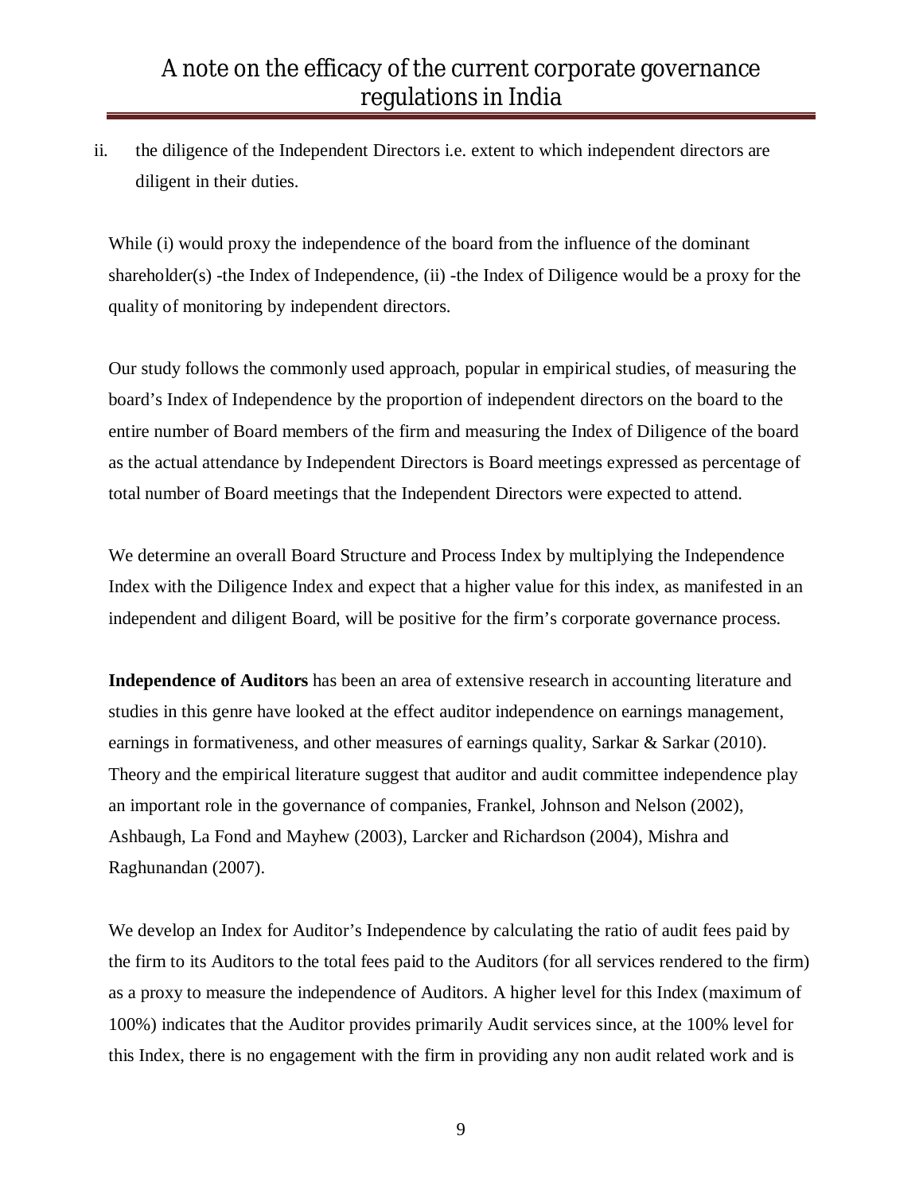ii. the diligence of the Independent Directors i.e. extent to which independent directors are diligent in their duties.

While (i) would proxy the independence of the board from the influence of the dominant shareholder(s) -the Index of Independence, (ii) -the Index of Diligence would be a proxy for the quality of monitoring by independent directors.

Our study follows the commonly used approach, popular in empirical studies, of measuring the board's Index of Independence by the proportion of independent directors on the board to the entire number of Board members of the firm and measuring the Index of Diligence of the board as the actual attendance by Independent Directors is Board meetings expressed as percentage of total number of Board meetings that the Independent Directors were expected to attend.

We determine an overall Board Structure and Process Index by multiplying the Independence Index with the Diligence Index and expect that a higher value for this index, as manifested in an independent and diligent Board, will be positive for the firm's corporate governance process.

**Independence of Auditors** has been an area of extensive research in accounting literature and studies in this genre have looked at the effect auditor independence on earnings management, earnings in formativeness, and other measures of earnings quality, Sarkar & Sarkar (2010). Theory and the empirical literature suggest that auditor and audit committee independence play an important role in the governance of companies, Frankel, Johnson and Nelson (2002), Ashbaugh, La Fond and Mayhew (2003), Larcker and Richardson (2004), Mishra and Raghunandan (2007).

We develop an Index for Auditor's Independence by calculating the ratio of audit fees paid by the firm to its Auditors to the total fees paid to the Auditors (for all services rendered to the firm) as a proxy to measure the independence of Auditors. A higher level for this Index (maximum of 100%) indicates that the Auditor provides primarily Audit services since, at the 100% level for this Index, there is no engagement with the firm in providing any non audit related work and is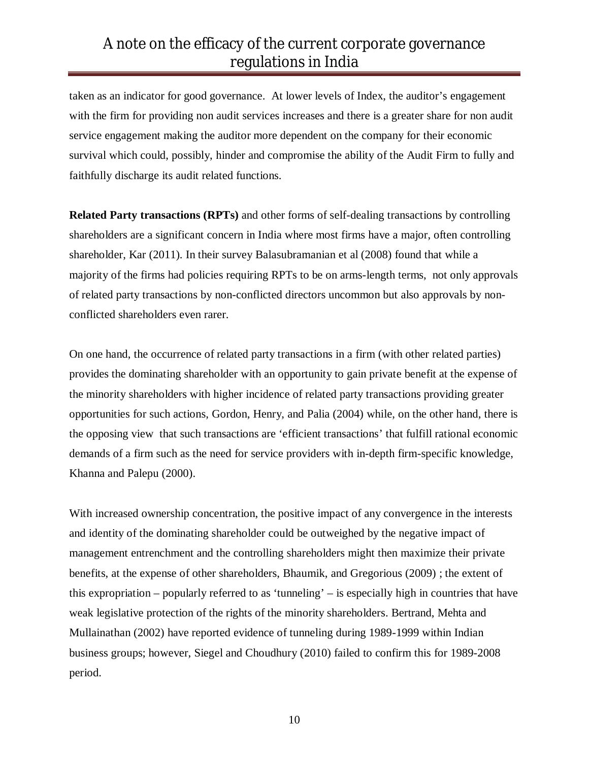taken as an indicator for good governance. At lower levels of Index, the auditor's engagement with the firm for providing non audit services increases and there is a greater share for non audit service engagement making the auditor more dependent on the company for their economic survival which could, possibly, hinder and compromise the ability of the Audit Firm to fully and faithfully discharge its audit related functions.

**Related Party transactions (RPTs)** and other forms of self-dealing transactions by controlling shareholders are a significant concern in India where most firms have a major, often controlling shareholder, Kar (2011). In their survey Balasubramanian et al (2008) found that while a majority of the firms had policies requiring RPTs to be on arms-length terms, not only approvals of related party transactions by non-conflicted directors uncommon but also approvals by non-conflicted shareholders even rarer.

On one hand, the occurrence of related party transactions in a firm (with other related parties) provides the dominating shareholder with an opportunity to gain private benefit at the expense of the minority shareholders with higher incidence of related party transactions providing greater opportunities for such actions, Gordon, Henry, and Palia (2004) while, on the other hand, there is the opposing view that such transactions are 'efficient transactions' that fulfill rational economic demands of a firm such as the need for service providers with in-depth firm-specific knowledge, Khanna and Palepu (2000).

With increased ownership concentration, the positive impact of any convergence in the interests and identity of the dominating shareholder could be outweighed by the negative impact of management entrenchment and the controlling shareholders might then maximize their private benefits, at the expense of other shareholders, Bhaumik, and Gregorious (2009) ; the extent of this expropriation – popularly referred to as 'tunneling' – is especially high in countries that have weak legislative protection of the rights of the minority shareholders. Bertrand, Mehta and Mullainathan (2002) have reported evidence of tunneling during 1989-1999 within Indian business groups; however, Siegel and Choudhury (2010) failed to confirm this for 1989-2008 period.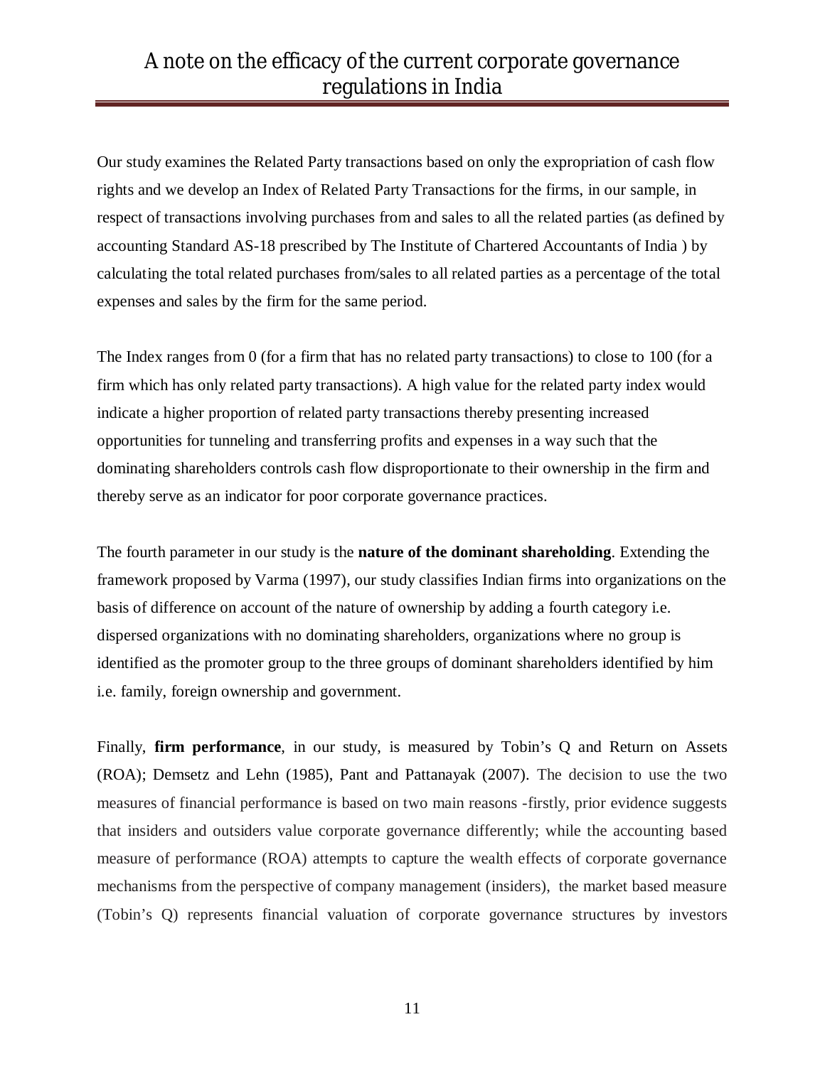Our study examines the Related Party transactions based on only the expropriation of cash flow rights and we develop an Index of Related Party Transactions for the firms, in our sample, in respect of transactions involving purchases from and sales to all the related parties (as defined by accounting Standard AS-18 prescribed by The Institute of Chartered Accountants of India ) by calculating the total related purchases from/sales to all related parties as a percentage of the total expenses and sales by the firm for the same period.

The Index ranges from 0 (for a firm that has no related party transactions) to close to 100 (for a firm which has only related party transactions). A high value for the related party index would indicate a higher proportion of related party transactions thereby presenting increased opportunities for tunneling and transferring profits and expenses in a way such that the dominating shareholders controls cash flow disproportionate to their ownership in the firm and thereby serve as an indicator for poor corporate governance practices.

The fourth parameter in our study is the **nature of the dominant shareholding**. Extending the framework proposed by Varma (1997), our study classifies Indian firms into organizations on the basis of difference on account of the nature of ownership by adding a fourth category i.e. dispersed organizations with no dominating shareholders, organizations where no group is identified as the promoter group to the three groups of dominant shareholders identified by him i.e. family, foreign ownership and government.

Finally, **firm performance**, in our study, is measured by Tobin's Q and Return on Assets (ROA); Demsetz and Lehn (1985), Pant and Pattanayak (2007). The decision to use the two measures of financial performance is based on two main reasons -firstly, prior evidence suggests that insiders and outsiders value corporate governance differently; while the accounting based measure of performance (ROA) attempts to capture the wealth effects of corporate governance mechanisms from the perspective of company management (insiders), the market based measure (Tobin's Q) represents financial valuation of corporate governance structures by investors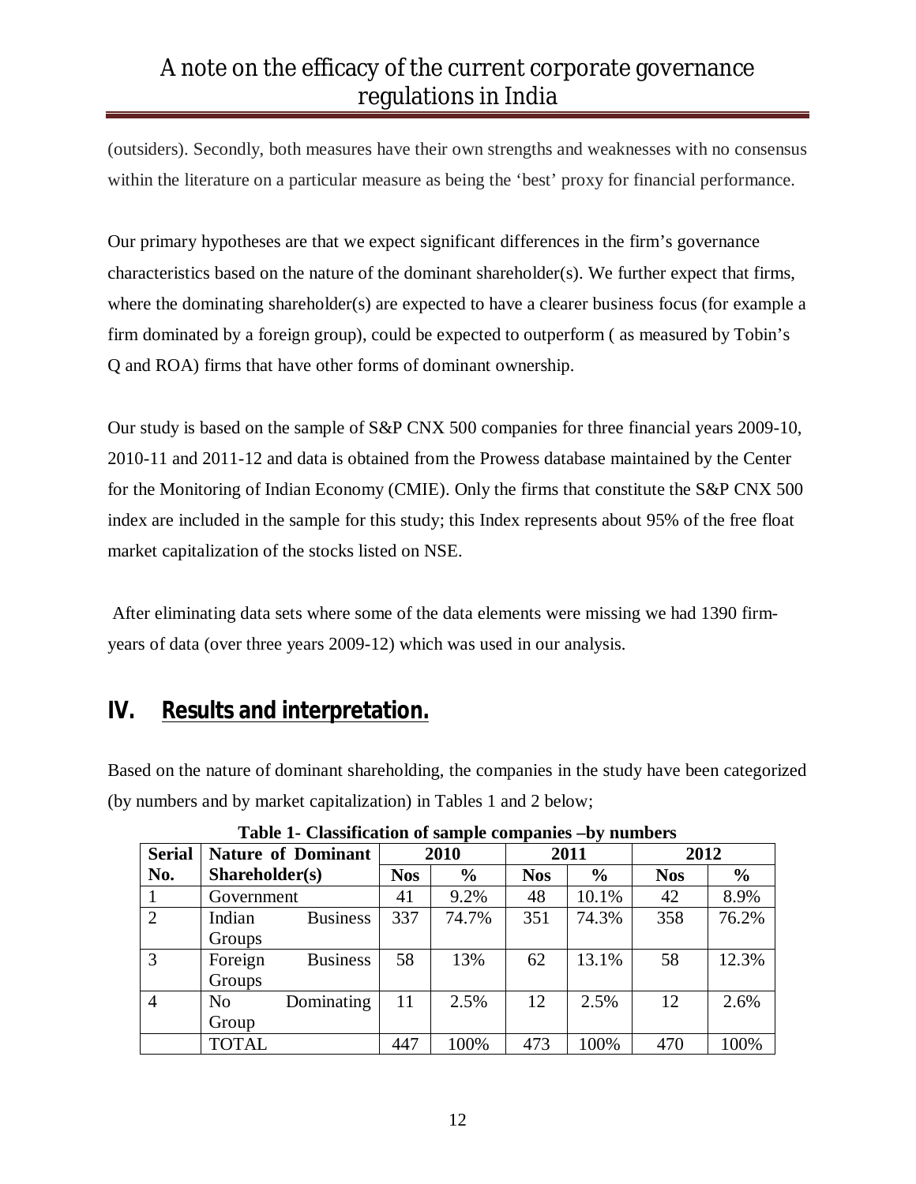(outsiders). Secondly, both measures have their own strengths and weaknesses with no consensus within the literature on a particular measure as being the 'best' proxy for financial performance.

Our primary hypotheses are that we expect significant differences in the firm's governance characteristics based on the nature of the dominant shareholder(s). We further expect that firms, where the dominating shareholder(s) are expected to have a clearer business focus (for example a firm dominated by a foreign group), could be expected to outperform ( as measured by Tobin's Q and ROA) firms that have other forms of dominant ownership.

Our study is based on the sample of S&P CNX 500 companies for three financial years 2009-10, 2010-11 and 2011-12 and data is obtained from the Prowess database maintained by the Center for the Monitoring of Indian Economy (CMIE). Only the firms that constitute the S&P CNX 500 index are included in the sample for this study; this Index represents about 95% of the free float market capitalization of the stocks listed on NSE.

After eliminating data sets where some of the data elements were missing we had 1390 firm-years of data (over three years 2009-12) which was used in our analysis.

## IV. Results and interpretation.

Based on the nature of dominant shareholding, the companies in the study have been categorized (by numbers and by market capitalization) in Tables 1 and 2 below;

**Table 1- Classification of sample companies –by numbers**

| Serial No. | Nature of Dominant Shareholder(s) | 2010 | | 2011 | | 2012 | |
|---|---|---|---|---|---|---|---|
| | | **Nos** | **%** | **Nos** | **%** | **Nos** | **%** |
| 1 | Government | 41 | 9.2% | 48 | 10.1% | 42 | 8.9% |
| 2 | Indian Business Groups | 337 | 74.7% | 351 | 74.3% | 358 | 76.2% |
| 3 | Foreign Business Groups | 58 | 13% | 62 | 13.1% | 58 | 12.3% |
| 4 | No Dominating Group | 11 | 2.5% | 12 | 2.5% | 12 | 2.6% |
| | TOTAL | 447 | 100% | 473 | 100% | 470 | 100% |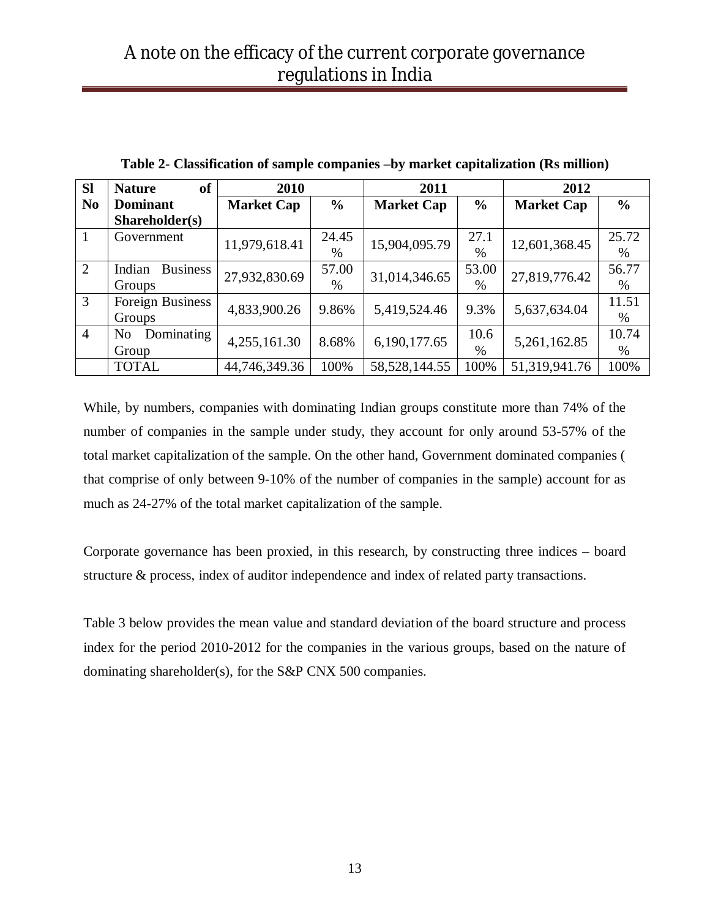**Table 2- Classification of sample companies –by market capitalization (Rs million)**

| Sl No | Nature of Dominant Shareholder(s) | 2010 | | 2011 | | 2012 | |
|---|---|---|---|---|---|---|---|
| | | Market Cap | % | Market Cap | % | Market Cap | % |
| 1 | Government | 11,979,618.41 | 24.45 % | 15,904,095.79 | 27.1 % | 12,601,368.45 | 25.72 % |
| 2 | Indian Business Groups | 27,932,830.69 | 57.00 % | 31,014,346.65 | 53.00 % | 27,819,776.42 | 56.77 % |
| 3 | Foreign Business Groups | 4,833,900.26 | 9.86% | 5,419,524.46 | 9.3% | 5,637,634.04 | 11.51 % |
| 4 | No Dominating Group | 4,255,161.30 | 8.68% | 6,190,177.65 | 10.6 % | 5,261,162.85 | 10.74 % |
| | TOTAL | 44,746,349.36 | 100% | 58,528,144.55 | 100% | 51,319,941.76 | 100% |

While, by numbers, companies with dominating Indian groups constitute more than 74% of the number of companies in the sample under study, they account for only around 53-57% of the total market capitalization of the sample. On the other hand, Government dominated companies ( that comprise of only between 9-10% of the number of companies in the sample) account for as much as 24-27% of the total market capitalization of the sample.

Corporate governance has been proxied, in this research, by constructing three indices – board structure & process, index of auditor independence and index of related party transactions.

Table 3 below provides the mean value and standard deviation of the board structure and process index for the period 2010-2012 for the companies in the various groups, based on the nature of dominating shareholder(s), for the S&P CNX 500 companies.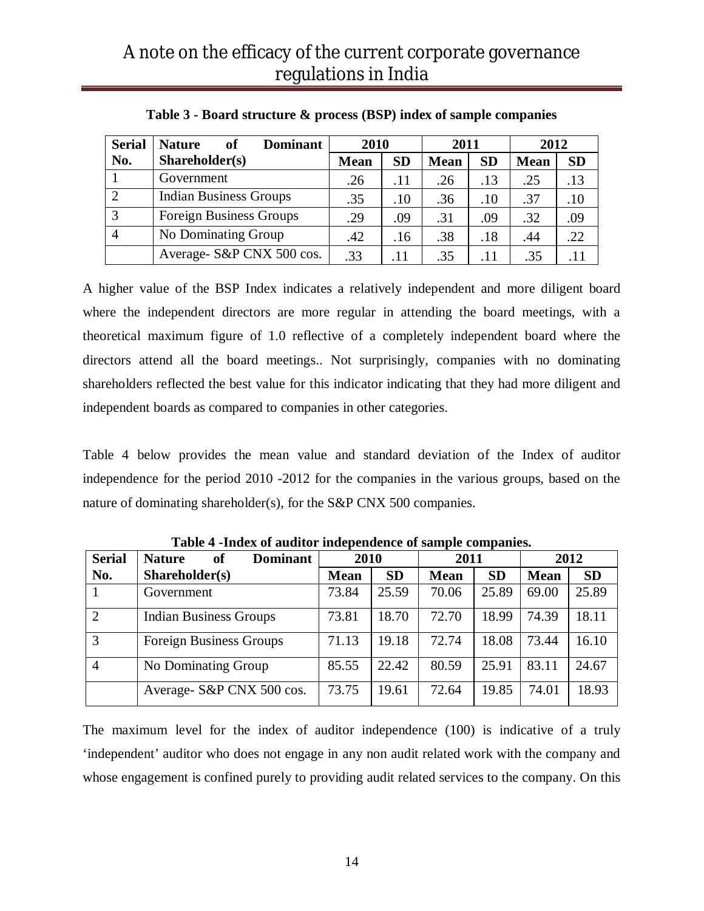**Table 3 - Board structure & process (BSP) index of sample companies**

| Serial No. | Nature of Dominant Shareholder(s) | 2010 | | 2011 | | 2012 | |
|---|---|---|---|---|---|---|---|
| | | Mean | SD | Mean | SD | Mean | SD |
| 1 | Government | .26 | .11 | .26 | .13 | .25 | .13 |
| 2 | Indian Business Groups | .35 | .10 | .36 | .10 | .37 | .10 |
| 3 | Foreign Business Groups | .29 | .09 | .31 | .09 | .32 | .09 |
| 4 | No Dominating Group | .42 | .16 | .38 | .18 | .44 | .22 |
| | Average- S&P CNX 500 cos. | .33 | .11 | .35 | .11 | .35 | .11 |

A higher value of the BSP Index indicates a relatively independent and more diligent board where the independent directors are more regular in attending the board meetings, with a theoretical maximum figure of 1.0 reflective of a completely independent board where the directors attend all the board meetings.. Not surprisingly, companies with no dominating shareholders reflected the best value for this indicator indicating that they had more diligent and independent boards as compared to companies in other categories.

Table 4 below provides the mean value and standard deviation of the Index of auditor independence for the period 2010 -2012 for the companies in the various groups, based on the nature of dominating shareholder(s), for the S&P CNX 500 companies.

**Table 4 -Index of auditor independence of sample companies.**

| Serial No. | Nature of Dominant Shareholder(s) | 2010 | | 2011 | | 2012 | |
|---|---|---|---|---|---|---|---|
| | | Mean | SD | Mean | SD | Mean | SD |
| 1 | Government | 73.84 | 25.59 | 70.06 | 25.89 | 69.00 | 25.89 |
| 2 | Indian Business Groups | 73.81 | 18.70 | 72.70 | 18.99 | 74.39 | 18.11 |
| 3 | Foreign Business Groups | 71.13 | 19.18 | 72.74 | 18.08 | 73.44 | 16.10 |
| 4 | No Dominating Group | 85.55 | 22.42 | 80.59 | 25.91 | 83.11 | 24.67 |
| | Average- S&P CNX 500 cos. | 73.75 | 19.61 | 72.64 | 19.85 | 74.01 | 18.93 |

The maximum level for the index of auditor independence (100) is indicative of a truly 'independent' auditor who does not engage in any non audit related work with the company and whose engagement is confined purely to providing audit related services to the company. On this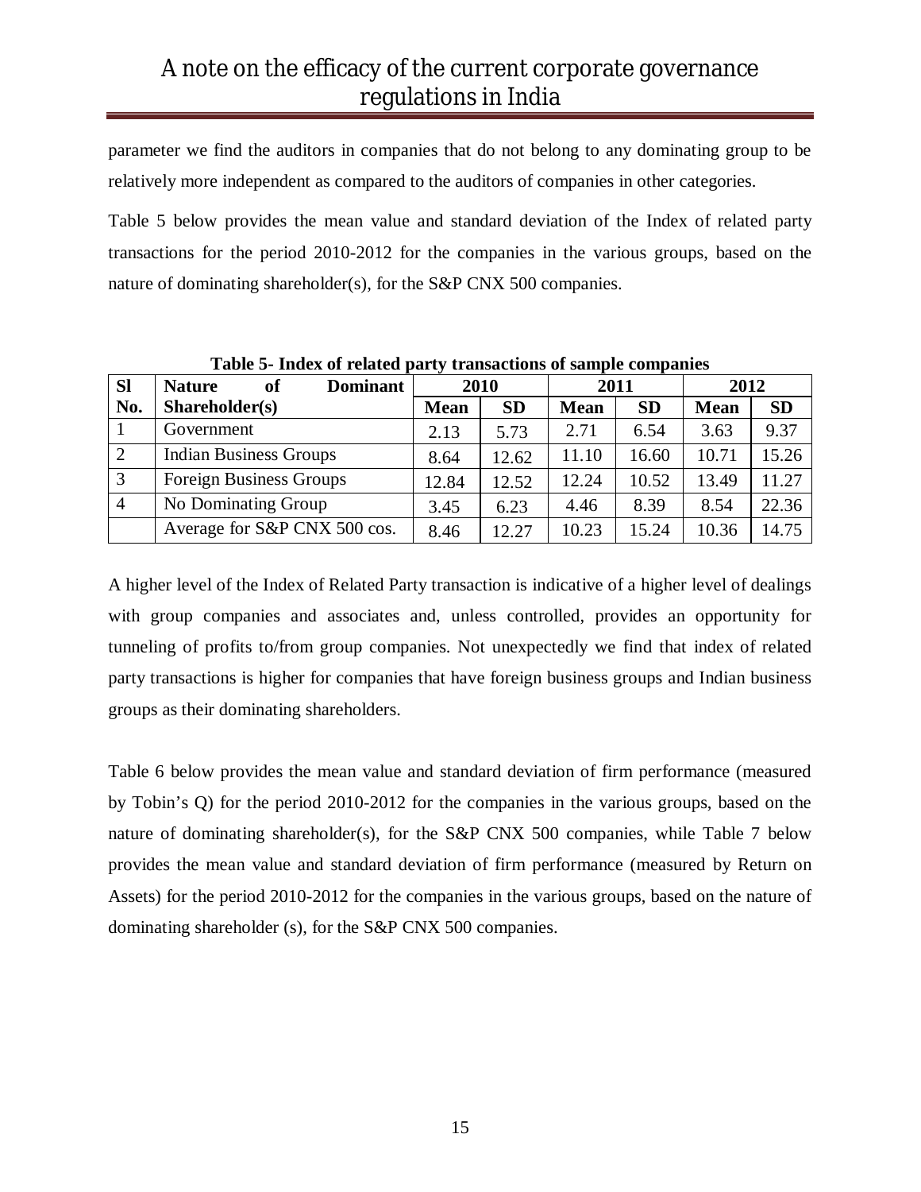parameter we find the auditors in companies that do not belong to any dominating group to be relatively more independent as compared to the auditors of companies in other categories.

Table 5 below provides the mean value and standard deviation of the Index of related party transactions for the period 2010-2012 for the companies in the various groups, based on the nature of dominating shareholder(s), for the S&P CNX 500 companies.

**Table 5- Index of related party transactions of sample companies**

| Sl No. | Nature of Dominant Shareholder(s) | 2010 | | 2011 | | 2012 | |
|---|---|---|---|---|---|---|---|
| | | **Mean** | **SD** | **Mean** | **SD** | **Mean** | **SD** |
| 1 | Government | 2.13 | 5.73 | 2.71 | 6.54 | 3.63 | 9.37 |
| 2 | Indian Business Groups | 8.64 | 12.62 | 11.10 | 16.60 | 10.71 | 15.26 |
| 3 | Foreign Business Groups | 12.84 | 12.52 | 12.24 | 10.52 | 13.49 | 11.27 |
| 4 | No Dominating Group | 3.45 | 6.23 | 4.46 | 8.39 | 8.54 | 22.36 |
| | Average for S&P CNX 500 cos. | 8.46 | 12.27 | 10.23 | 15.24 | 10.36 | 14.75 |

A higher level of the Index of Related Party transaction is indicative of a higher level of dealings with group companies and associates and, unless controlled, provides an opportunity for tunneling of profits to/from group companies. Not unexpectedly we find that index of related party transactions is higher for companies that have foreign business groups and Indian business groups as their dominating shareholders.

Table 6 below provides the mean value and standard deviation of firm performance (measured by Tobin's Q) for the period 2010-2012 for the companies in the various groups, based on the nature of dominating shareholder(s), for the S&P CNX 500 companies, while Table 7 below provides the mean value and standard deviation of firm performance (measured by Return on Assets) for the period 2010-2012 for the companies in the various groups, based on the nature of dominating shareholder (s), for the S&P CNX 500 companies.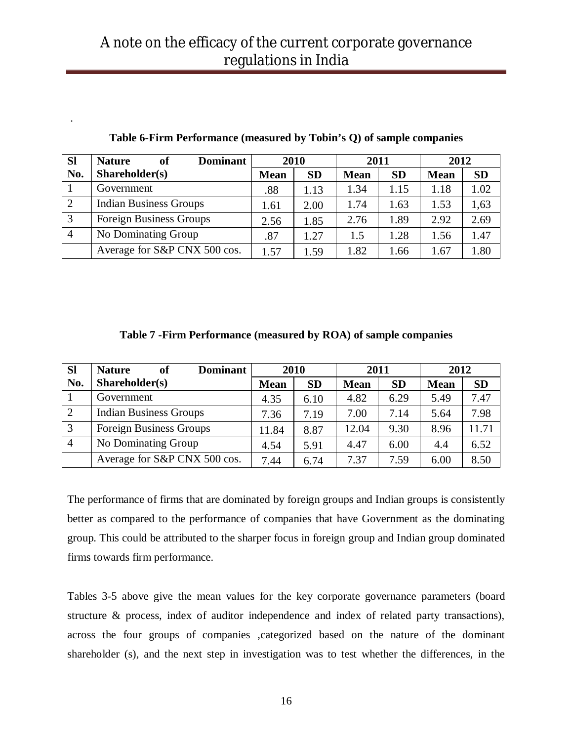.

**Table 6-Firm Performance (measured by Tobin's Q) of sample companies**

| Sl No. | Nature of Dominant Shareholder(s) | 2010 | | 2011 | | 2012 | |
|---|---|---|---|---|---|---|---|
| | | Mean | SD | Mean | SD | Mean | SD |
| 1 | Government | .88 | 1.13 | 1.34 | 1.15 | 1.18 | 1.02 |
| 2 | Indian Business Groups | 1.61 | 2.00 | 1.74 | 1.63 | 1.53 | 1,63 |
| 3 | Foreign Business Groups | 2.56 | 1.85 | 2.76 | 1.89 | 2.92 | 2.69 |
| 4 | No Dominating Group | .87 | 1.27 | 1.5 | 1.28 | 1.56 | 1.47 |
| | Average for S&P CNX 500 cos. | 1.57 | 1.59 | 1.82 | 1.66 | 1.67 | 1.80 |

**Table 7 -Firm Performance (measured by ROA) of sample companies**

| Sl No. | Nature of Dominant Shareholder(s) | 2010 | | 2011 | | 2012 | |
|---|---|---|---|---|---|---|---|
| | | Mean | SD | Mean | SD | Mean | SD |
| 1 | Government | 4.35 | 6.10 | 4.82 | 6.29 | 5.49 | 7.47 |
| 2 | Indian Business Groups | 7.36 | 7.19 | 7.00 | 7.14 | 5.64 | 7.98 |
| 3 | Foreign Business Groups | 11.84 | 8.87 | 12.04 | 9.30 | 8.96 | 11.71 |
| 4 | No Dominating Group | 4.54 | 5.91 | 4.47 | 6.00 | 4.4 | 6.52 |
| | Average for S&P CNX 500 cos. | 7.44 | 6.74 | 7.37 | 7.59 | 6.00 | 8.50 |

The performance of firms that are dominated by foreign groups and Indian groups is consistently better as compared to the performance of companies that have Government as the dominating group. This could be attributed to the sharper focus in foreign group and Indian group dominated firms towards firm performance.

Tables 3-5 above give the mean values for the key corporate governance parameters (board structure & process, index of auditor independence and index of related party transactions), across the four groups of companies ,categorized based on the nature of the dominant shareholder (s), and the next step in investigation was to test whether the differences, in the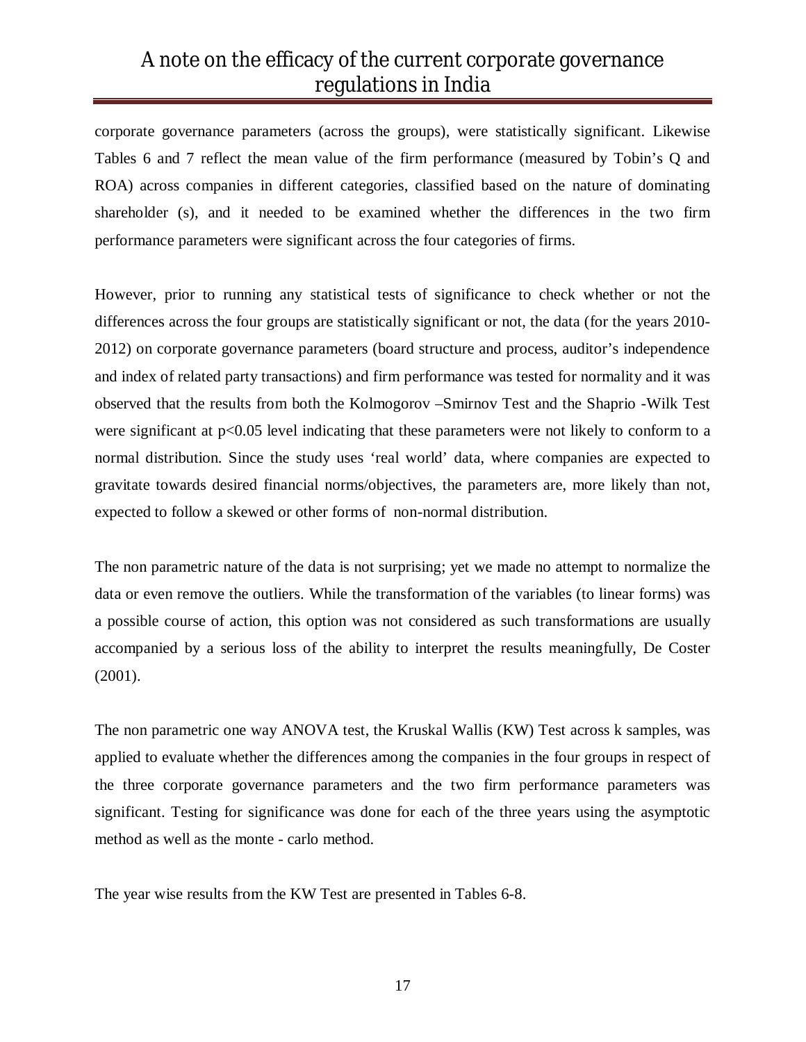corporate governance parameters (across the groups), were statistically significant. Likewise Tables 6 and 7 reflect the mean value of the firm performance (measured by Tobin's Q and ROA) across companies in different categories, classified based on the nature of dominating shareholder (s), and it needed to be examined whether the differences in the two firm performance parameters were significant across the four categories of firms.

However, prior to running any statistical tests of significance to check whether or not the differences across the four groups are statistically significant or not, the data (for the years 2010-2012) on corporate governance parameters (board structure and process, auditor's independence and index of related party transactions) and firm performance was tested for normality and it was observed that the results from both the Kolmogorov –Smirnov Test and the Shaprio -Wilk Test were significant at $p<0.05$ level indicating that these parameters were not likely to conform to a normal distribution. Since the study uses 'real world' data, where companies are expected to gravitate towards desired financial norms/objectives, the parameters are, more likely than not, expected to follow a skewed or other forms of non-normal distribution.

The non parametric nature of the data is not surprising; yet we made no attempt to normalize the data or even remove the outliers. While the transformation of the variables (to linear forms) was a possible course of action, this option was not considered as such transformations are usually accompanied by a serious loss of the ability to interpret the results meaningfully, De Coster (2001).

The non parametric one way ANOVA test, the Kruskal Wallis (KW) Test across k samples, was applied to evaluate whether the differences among the companies in the four groups in respect of the three corporate governance parameters and the two firm performance parameters was significant. Testing for significance was done for each of the three years using the asymptotic method as well as the monte - carlo method.

The year wise results from the KW Test are presented in Tables 6-8.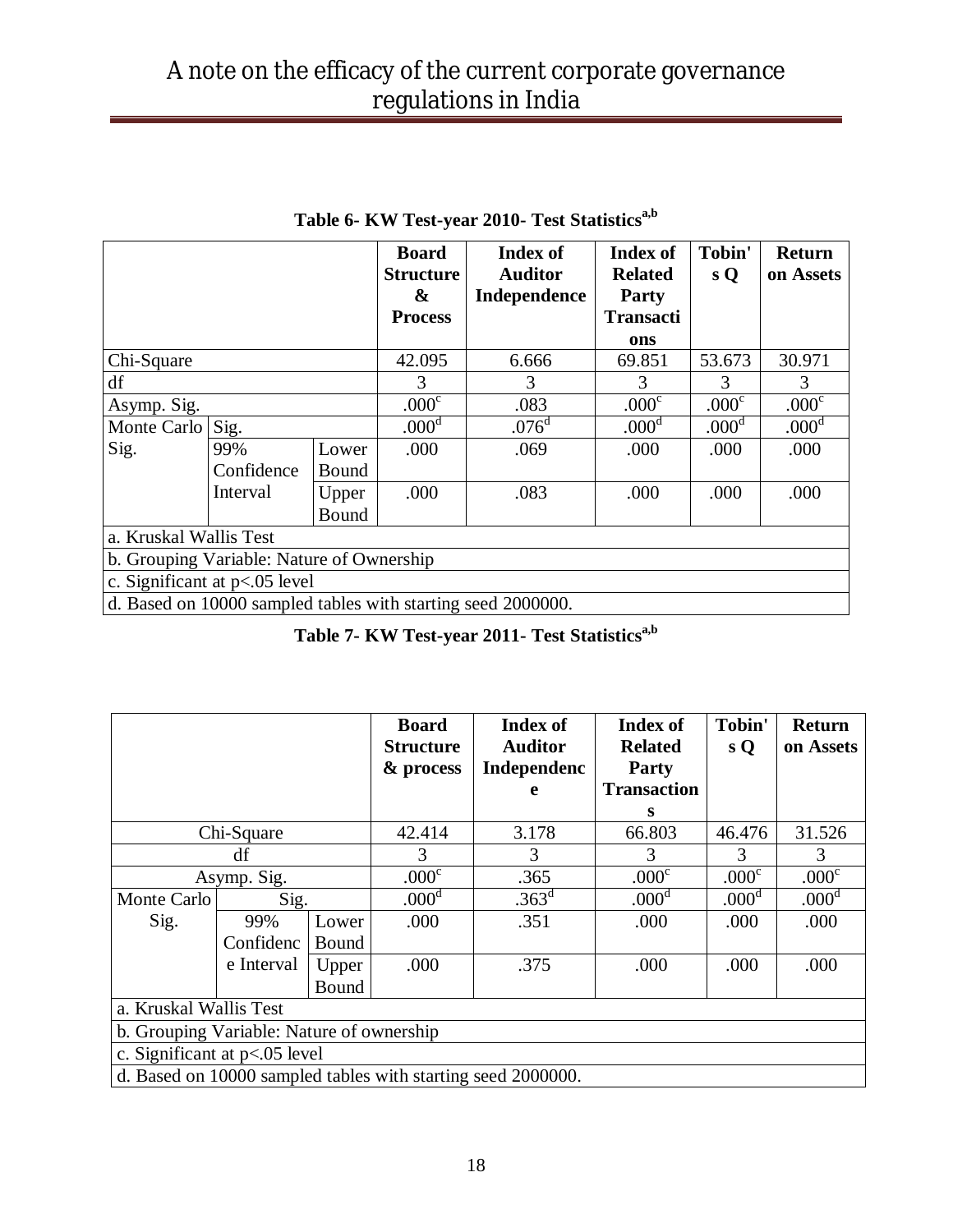**Table 6- KW Test-year 2010- Test Statistics[a,b]**

| | | | Board Structure & Process | Index of Auditor Independence | Index of Related Party Transactions | Tobin's Q | Return on Assets |
|---|---|---|---|---|---|---|---|
| Chi-Square | | | 42.095 | 6.666 | 69.851 | 53.673 | 30.971 |
| df | | | 3 | 3 | 3 | 3 | 3 |
| Asymp. Sig. | | | .000[c] | .083 | .000[c] | .000[c] | .000[c] |
| Monte Carlo Sig. | Sig. | | .000[d] | .076[d] | .000[d] | .000[d] | .000[d] |
| | 99% Confidence Interval | Lower Bound | .000 | .069 | .000 | .000 | .000 |
| | | Upper Bound | .000 | .083 | .000 | .000 | .000 |

a. Kruskal Wallis Test
b. Grouping Variable: Nature of Ownership
c. Significant at p<.05 level
d. Based on 10000 sampled tables with starting seed 2000000.

**Table 7- KW Test-year 2011- Test Statistics[a,b]**

| | | | Board Structure & process | Index of Auditor Independence | Index of Related Party Transactions | Tobin's Q | Return on Assets |
|---|---|---|---|---|---|---|---|
| Chi-Square | | | 42.414 | 3.178 | 66.803 | 46.476 | 31.526 |
| df | | | 3 | 3 | 3 | 3 | 3 |
| Asymp. Sig. | | | .000[c] | .365 | .000[c] | .000[c] | .000[c] |
| Monte Carlo Sig. | Sig. | | .000[d] | .363[d] | .000[d] | .000[d] | .000[d] |
| | 99% Confidence Interval | Lower Bound | .000 | .351 | .000 | .000 | .000 |
| | | Upper Bound | .000 | .375 | .000 | .000 | .000 |

a. Kruskal Wallis Test
b. Grouping Variable: Nature of ownership
c. Significant at p<.05 level
d. Based on 10000 sampled tables with starting seed 2000000.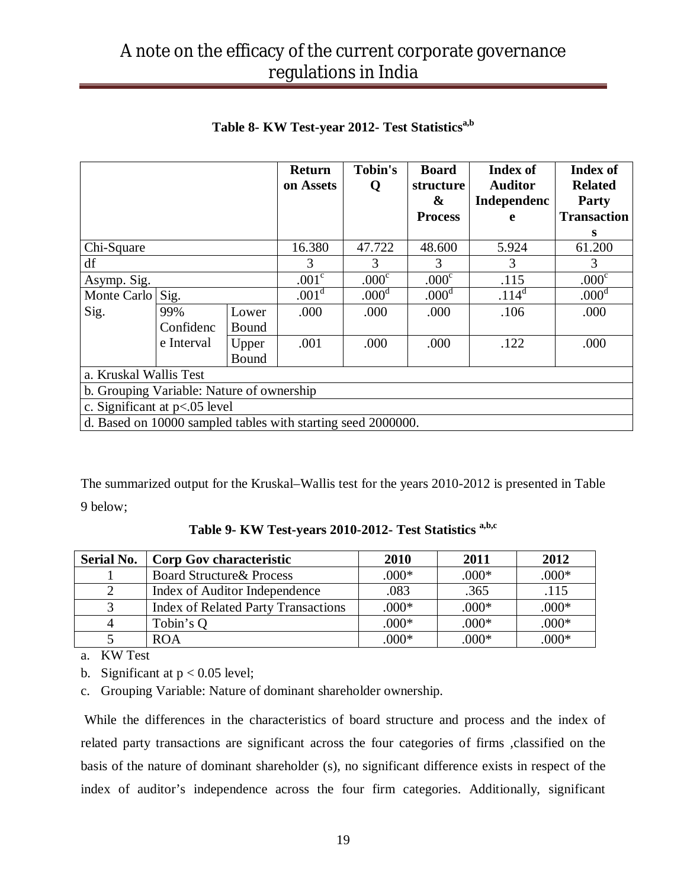**Table 8- KW Test-year 2012- Test Statistics[a,b]**

| | | | Return on Assets | Tobin's Q | Board structure & Process | Index of Auditor Independence | Index of Related Party Transactions |
|---|---|---|---|---|---|---|---|
| Chi-Square | | | 16.380 | 47.722 | 48.600 | 5.924 | 61.200 |
| df | | | 3 | 3 | 3 | 3 | 3 |
| Asymp. Sig. | | | .001[c] | .000[c] | .000[c] | .115 | .000[c] |
| Monte Carlo Sig. | Sig. | | .001[d] | .000[d] | .000[d] | .114[d] | .000[d] |
| | 99% Confidence Interval | Lower Bound | .000 | .000 | .000 | .106 | .000 |
| | | Upper Bound | .001 | .000 | .000 | .122 | .000 |

a. Kruskal Wallis Test

b. Grouping Variable: Nature of ownership

c. Significant at p<.05 level

d. Based on 10000 sampled tables with starting seed 2000000.

The summarized output for the Kruskal–Wallis test for the years 2010-2012 is presented in Table 9 below;

**Table 9- KW Test-years 2010-2012- Test Statistics [a,b,c]**

| Serial No. | Corp Gov characteristic | 2010 | 2011 | 2012 |
|---|---|---|---|---|
| 1 | Board Structure& Process | .000* | .000* | .000* |
| 2 | Index of Auditor Independence | .083 | .365 | .115 |
| 3 | Index of Related Party Transactions | .000* | .000* | .000* |
| 4 | Tobin's Q | .000* | .000* | .000* |
| 5 | ROA | .000* | .000* | .000* |

a. KW Test

b. Significant at $p < 0.05$ level;

c. Grouping Variable: Nature of dominant shareholder ownership.

While the differences in the characteristics of board structure and process and the index of related party transactions are significant across the four categories of firms ,classified on the basis of the nature of dominant shareholder (s), no significant difference exists in respect of the index of auditor's independence across the four firm categories. Additionally, significant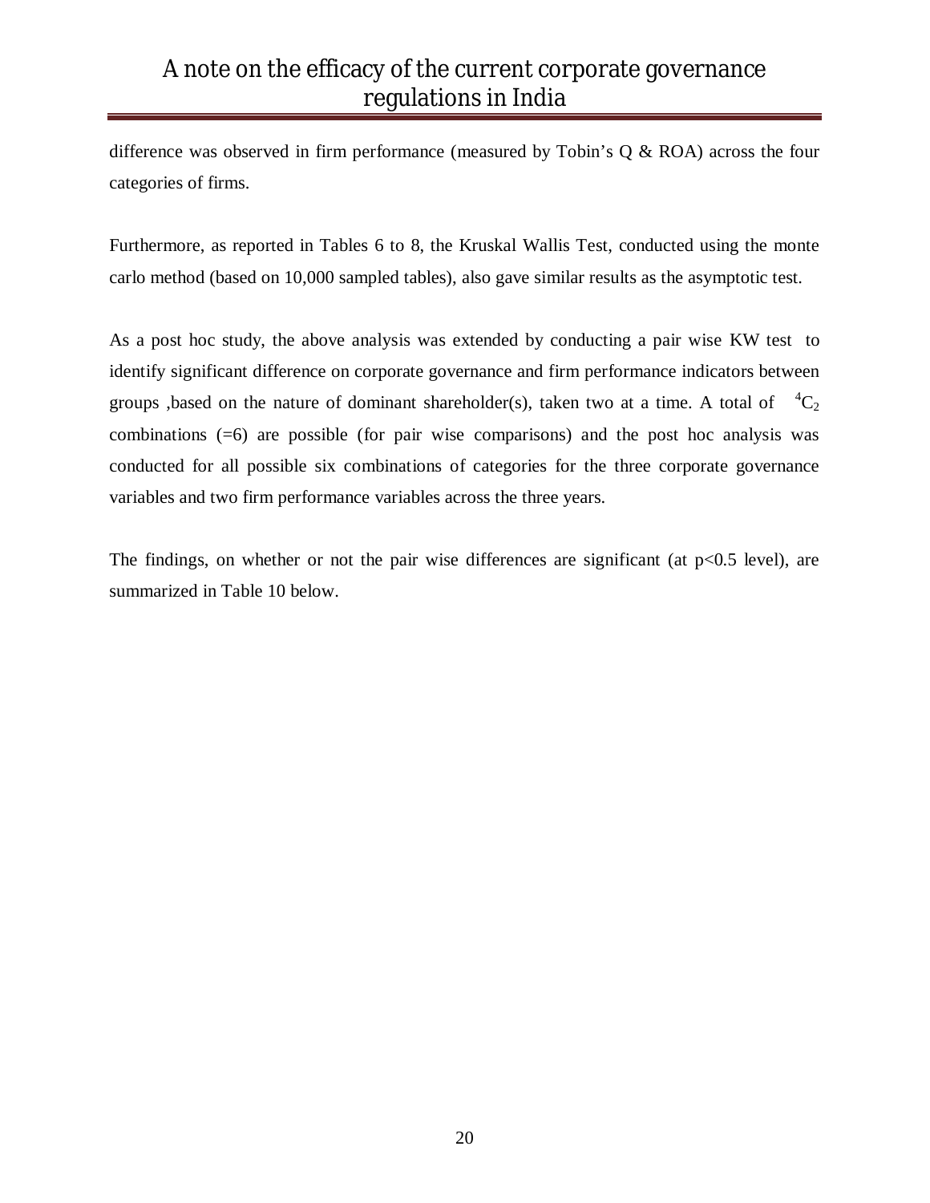difference was observed in firm performance (measured by Tobin's Q & ROA) across the four categories of firms.

Furthermore, as reported in Tables 6 to 8, the Kruskal Wallis Test, conducted using the monte carlo method (based on 10,000 sampled tables), also gave similar results as the asymptotic test.

As a post hoc study, the above analysis was extended by conducting a pair wise KW test to identify significant difference on corporate governance and firm performance indicators between groups ,based on the nature of dominant shareholder(s), taken two at a time. A total of ${}^4C_2$ combinations (=6) are possible (for pair wise comparisons) and the post hoc analysis was conducted for all possible six combinations of categories for the three corporate governance variables and two firm performance variables across the three years.

The findings, on whether or not the pair wise differences are significant (at $p<0.5$ level), are summarized in Table 10 below.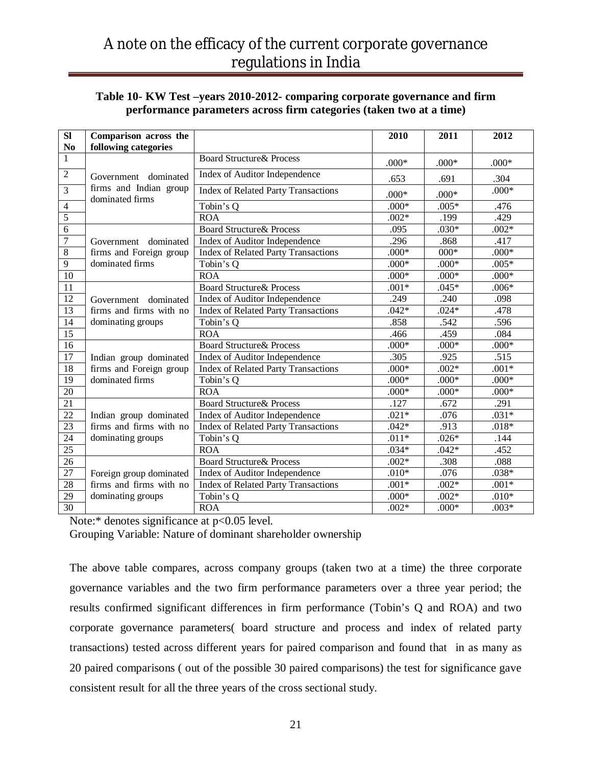**Table 10- KW Test –years 2010-2012- comparing corporate governance and firm performance parameters across firm categories (taken two at a time)**

| Sl No | Comparison across the following categories | | 2010 | 2011 | 2012 |
|---|---|---|---|---|---|
| 1 | Government dominated firms and Indian group dominated firms | Board Structure& Process | .000* | .000* | .000* |
| 2 | | Index of Auditor Independence | .653 | .691 | .304 |
| 3 | | Index of Related Party Transactions | .000* | .000* | .000* |
| 4 | | Tobin's Q | .000* | .005* | .476 |
| 5 | | ROA | .002* | .199 | .429 |
| 6 | Government dominated firms and Foreign group dominated firms | Board Structure& Process | .095 | .030* | .002* |
| 7 | | Index of Auditor Independence | .296 | .868 | .417 |
| 8 | | Index of Related Party Transactions | .000* | 000* | .000* |
| 9 | | Tobin's Q | .000* | .000* | .005* |
| 10 | | ROA | .000* | .000* | .000* |
| 11 | Government dominated firms and firms with no dominating groups | Board Structure& Process | .001* | .045* | .006* |
| 12 | | Index of Auditor Independence | .249 | .240 | .098 |
| 13 | | Index of Related Party Transactions | .042* | .024* | .478 |
| 14 | | Tobin's Q | .858 | .542 | .596 |
| 15 | | ROA | .466 | .459 | .084 |
| 16 | Indian group dominated firms and Foreign group dominated firms | Board Structure& Process | .000* | .000* | .000* |
| 17 | | Index of Auditor Independence | .305 | .925 | .515 |
| 18 | | Index of Related Party Transactions | .000* | .002* | .001* |
| 19 | | Tobin's Q | .000* | .000* | .000* |
| 20 | | ROA | .000* | .000* | .000* |
| 21 | Indian group dominated firms and firms with no dominating groups | Board Structure& Process | .127 | .672 | .291 |
| 22 | | Index of Auditor Independence | .021* | .076 | .031* |
| 23 | | Index of Related Party Transactions | .042* | .913 | .018* |
| 24 | | Tobin's Q | .011* | .026* | .144 |
| 25 | | ROA | .034* | .042* | .452 |
| 26 | Foreign group dominated firms and firms with no dominating groups | Board Structure& Process | .002* | .308 | .088 |
| 27 | | Index of Auditor Independence | .010* | .076 | .038* |
| 28 | | Index of Related Party Transactions | .001* | .002* | .001* |
| 29 | | Tobin's Q | .000* | .002* | .010* |
| 30 | | ROA | .002* | .000* | .003* |

Note:* denotes significance at $p<0.05$ level.

Grouping Variable: Nature of dominant shareholder ownership

The above table compares, across company groups (taken two at a time) the three corporate governance variables and the two firm performance parameters over a three year period; the results confirmed significant differences in firm performance (Tobin's Q and ROA) and two corporate governance parameters( board structure and process and index of related party transactions) tested across different years for paired comparison and found that in as many as 20 paired comparisons ( out of the possible 30 paired comparisons) the test for significance gave consistent result for all the three years of the cross sectional study.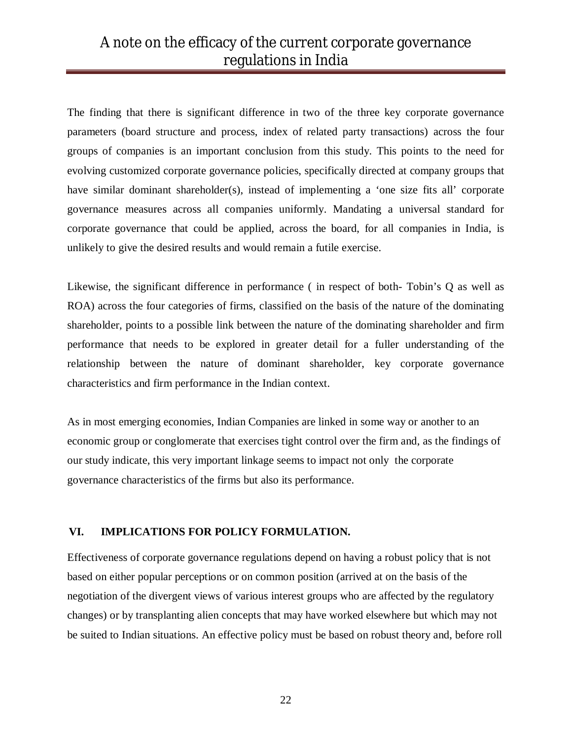The finding that there is significant difference in two of the three key corporate governance parameters (board structure and process, index of related party transactions) across the four groups of companies is an important conclusion from this study. This points to the need for evolving customized corporate governance policies, specifically directed at company groups that have similar dominant shareholder(s), instead of implementing a 'one size fits all' corporate governance measures across all companies uniformly. Mandating a universal standard for corporate governance that could be applied, across the board, for all companies in India, is unlikely to give the desired results and would remain a futile exercise.

Likewise, the significant difference in performance ( in respect of both- Tobin's Q as well as ROA) across the four categories of firms, classified on the basis of the nature of the dominating shareholder, points to a possible link between the nature of the dominating shareholder and firm performance that needs to be explored in greater detail for a fuller understanding of the relationship between the nature of dominant shareholder, key corporate governance characteristics and firm performance in the Indian context.

As in most emerging economies, Indian Companies are linked in some way or another to an economic group or conglomerate that exercises tight control over the firm and, as the findings of our study indicate, this very important linkage seems to impact not only the corporate governance characteristics of the firms but also its performance.

## VI. IMPLICATIONS FOR POLICY FORMULATION.

Effectiveness of corporate governance regulations depend on having a robust policy that is not based on either popular perceptions or on common position (arrived at on the basis of the negotiation of the divergent views of various interest groups who are affected by the regulatory changes) or by transplanting alien concepts that may have worked elsewhere but which may not be suited to Indian situations. An effective policy must be based on robust theory and, before roll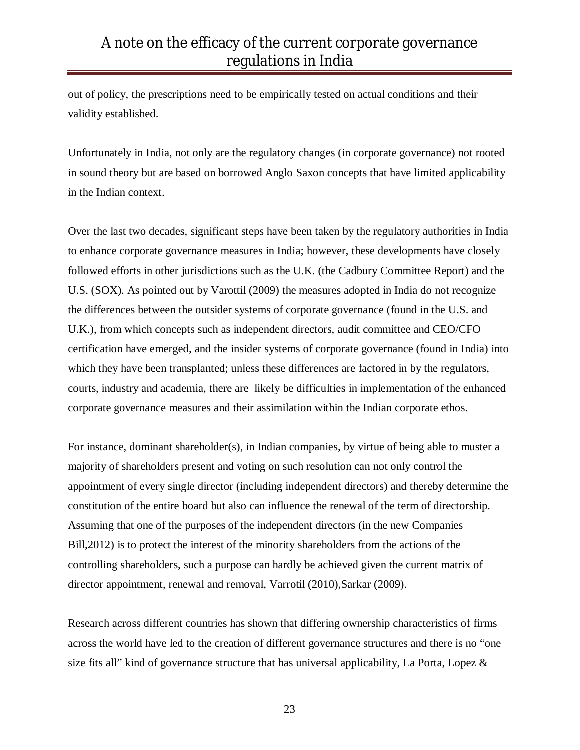out of policy, the prescriptions need to be empirically tested on actual conditions and their validity established.

Unfortunately in India, not only are the regulatory changes (in corporate governance) not rooted in sound theory but are based on borrowed Anglo Saxon concepts that have limited applicability in the Indian context.

Over the last two decades, significant steps have been taken by the regulatory authorities in India to enhance corporate governance measures in India; however, these developments have closely followed efforts in other jurisdictions such as the U.K. (the Cadbury Committee Report) and the U.S. (SOX). As pointed out by Varottil (2009) the measures adopted in India do not recognize the differences between the outsider systems of corporate governance (found in the U.S. and U.K.), from which concepts such as independent directors, audit committee and CEO/CFO certification have emerged, and the insider systems of corporate governance (found in India) into which they have been transplanted; unless these differences are factored in by the regulators, courts, industry and academia, there are likely be difficulties in implementation of the enhanced corporate governance measures and their assimilation within the Indian corporate ethos.

For instance, dominant shareholder(s), in Indian companies, by virtue of being able to muster a majority of shareholders present and voting on such resolution can not only control the appointment of every single director (including independent directors) and thereby determine the constitution of the entire board but also can influence the renewal of the term of directorship. Assuming that one of the purposes of the independent directors (in the new Companies Bill,2012) is to protect the interest of the minority shareholders from the actions of the controlling shareholders, such a purpose can hardly be achieved given the current matrix of director appointment, renewal and removal, Varrotil (2010),Sarkar (2009).

Research across different countries has shown that differing ownership characteristics of firms across the world have led to the creation of different governance structures and there is no "one size fits all" kind of governance structure that has universal applicability, La Porta, Lopez &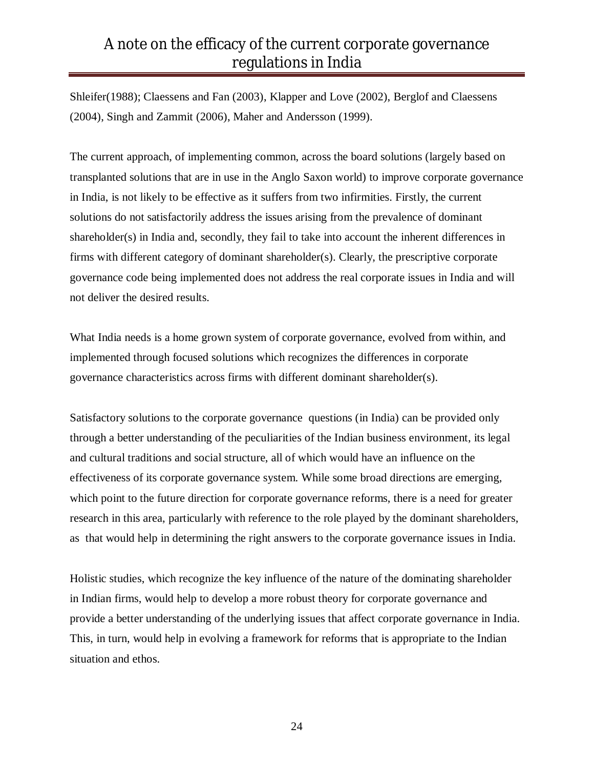Shleifer(1988); Claessens and Fan (2003), Klapper and Love (2002), Berglof and Claessens (2004), Singh and Zammit (2006), Maher and Andersson (1999).

The current approach, of implementing common, across the board solutions (largely based on transplanted solutions that are in use in the Anglo Saxon world) to improve corporate governance in India, is not likely to be effective as it suffers from two infirmities. Firstly, the current solutions do not satisfactorily address the issues arising from the prevalence of dominant shareholder(s) in India and, secondly, they fail to take into account the inherent differences in firms with different category of dominant shareholder(s). Clearly, the prescriptive corporate governance code being implemented does not address the real corporate issues in India and will not deliver the desired results.

What India needs is a home grown system of corporate governance, evolved from within, and implemented through focused solutions which recognizes the differences in corporate governance characteristics across firms with different dominant shareholder(s).

Satisfactory solutions to the corporate governance questions (in India) can be provided only through a better understanding of the peculiarities of the Indian business environment, its legal and cultural traditions and social structure, all of which would have an influence on the effectiveness of its corporate governance system. While some broad directions are emerging, which point to the future direction for corporate governance reforms, there is a need for greater research in this area, particularly with reference to the role played by the dominant shareholders, as that would help in determining the right answers to the corporate governance issues in India.

Holistic studies, which recognize the key influence of the nature of the dominating shareholder in Indian firms, would help to develop a more robust theory for corporate governance and provide a better understanding of the underlying issues that affect corporate governance in India. This, in turn, would help in evolving a framework for reforms that is appropriate to the Indian situation and ethos.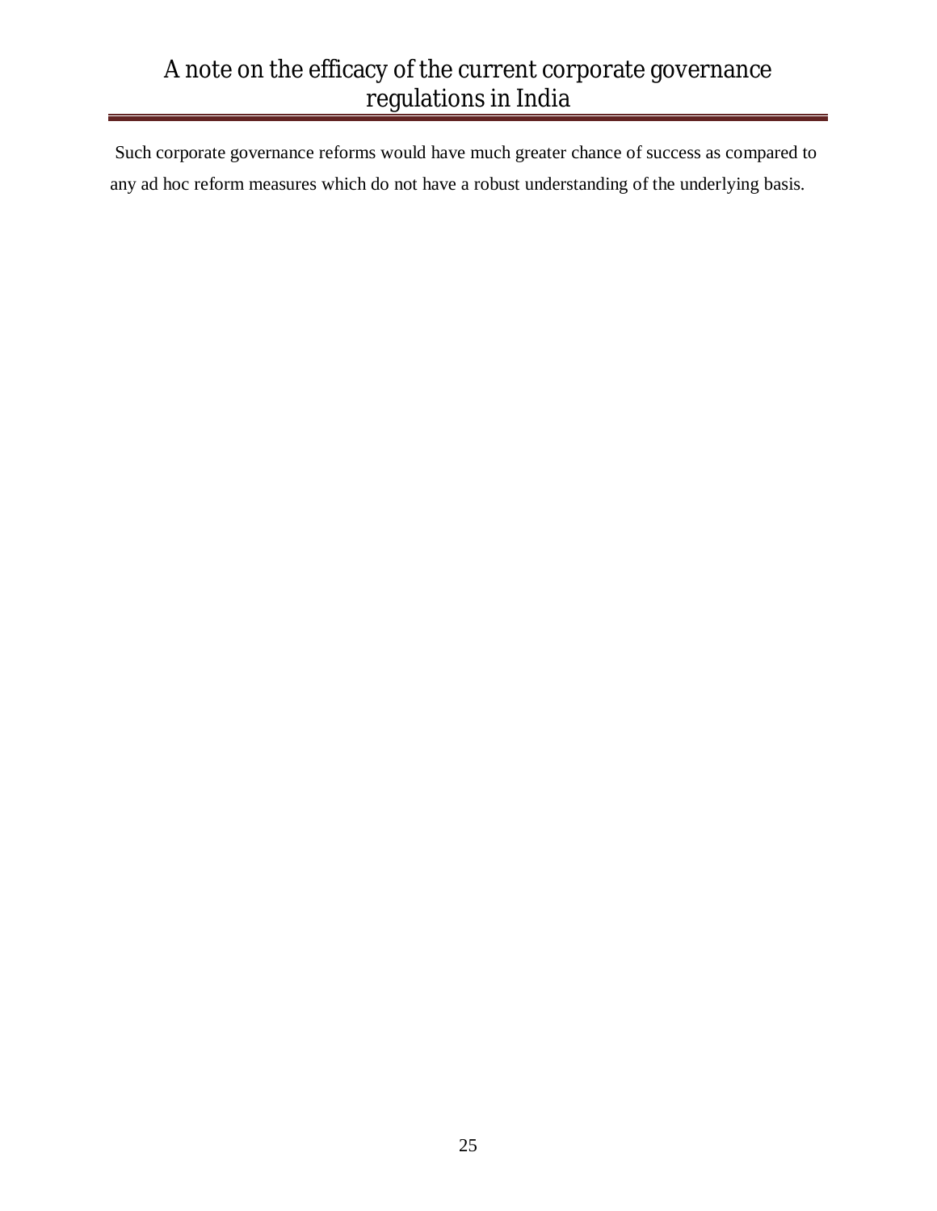Such corporate governance reforms would have much greater chance of success as compared to any ad hoc reform measures which do not have a robust understanding of the underlying basis.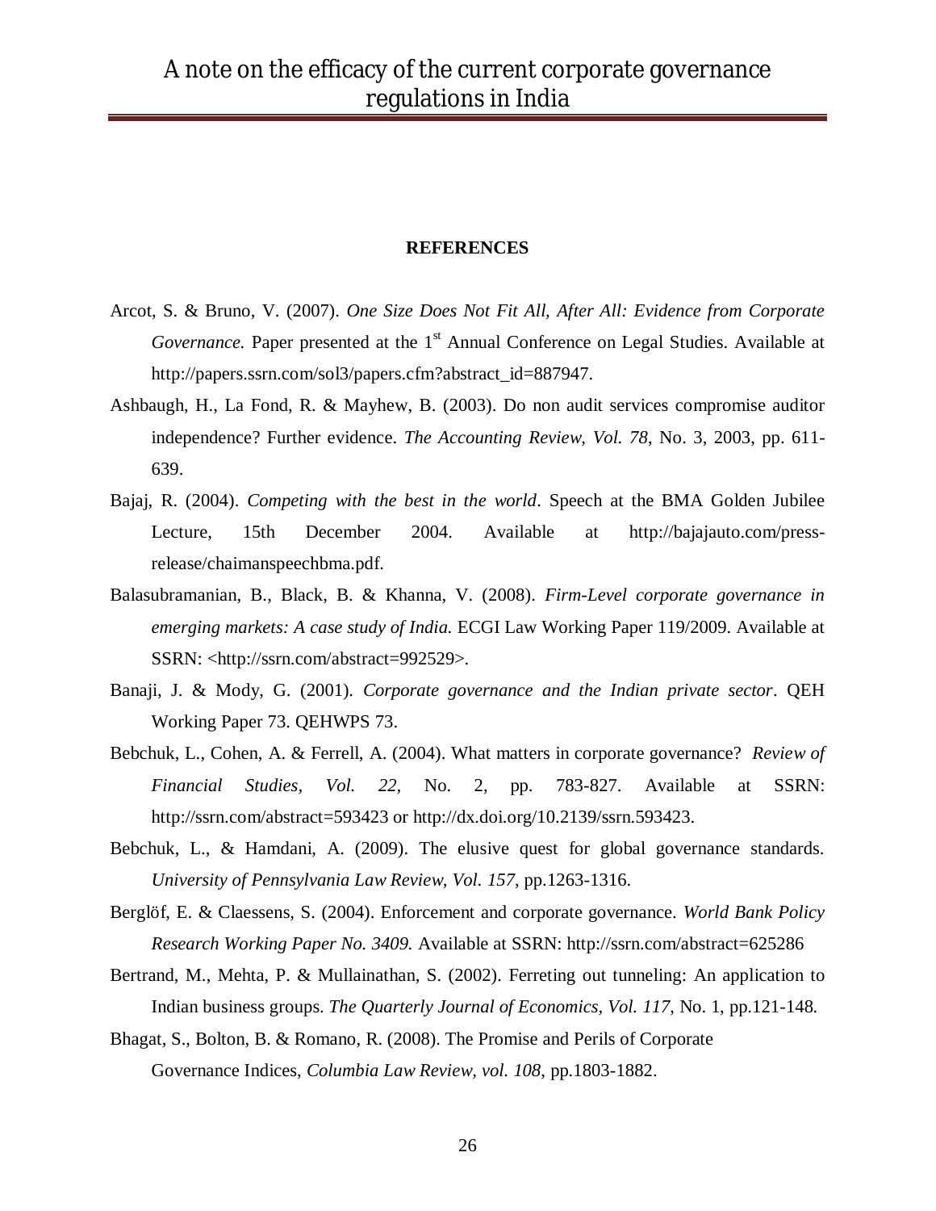**REFERENCES**

Arcot, S. & Bruno, V. (2007). *One Size Does Not Fit All, After All: Evidence from Corporate Governance.* Paper presented at the 1st Annual Conference on Legal Studies. Available at http://papers.ssrn.com/sol3/papers.cfm?abstract_id=887947.

Ashbaugh, H., La Fond, R. & Mayhew, B. (2003). Do non audit services compromise auditor independence? Further evidence. *The Accounting Review, Vol. 78*, No. 3, 2003, pp. 611-639.

Bajaj, R. (2004). *Competing with the best in the world*. Speech at the BMA Golden Jubilee Lecture, 15th December 2004. Available at http://bajajauto.com/press-release/chaimanspeechbma.pdf.

Balasubramanian, B., Black, B. & Khanna, V. (2008). *Firm-Level corporate governance in emerging markets: A case study of India.* ECGI Law Working Paper 119/2009. Available at SSRN: <http://ssrn.com/abstract=992529>.

Banaji, J. & Mody, G. (2001). *Corporate governance and the Indian private sector*. QEH Working Paper 73. QEHWPS 73.

Bebchuk, L., Cohen, A. & Ferrell, A. (2004). What matters in corporate governance? *Review of Financial Studies, Vol. 22,* No. 2, pp. 783-827. Available at SSRN: http://ssrn.com/abstract=593423 or http://dx.doi.org/10.2139/ssrn.593423.

Bebchuk, L., & Hamdani, A. (2009). The elusive quest for global governance standards. *University of Pennsylvania Law Review, Vol. 157*, pp.1263-1316.

Berglöf, E. & Claessens, S. (2004). Enforcement and corporate governance. *World Bank Policy Research Working Paper No. 3409.* Available at SSRN: http://ssrn.com/abstract=625286

Bertrand, M., Mehta, P. & Mullainathan, S. (2002). Ferreting out tunneling: An application to Indian business groups. *The Quarterly Journal of Economics, Vol. 117*, No. 1, pp.121-148.

Bhagat, S., Bolton, B. & Romano, R. (2008). The Promise and Perils of Corporate Governance Indices, *Columbia Law Review, vol. 108,* pp.1803-1882.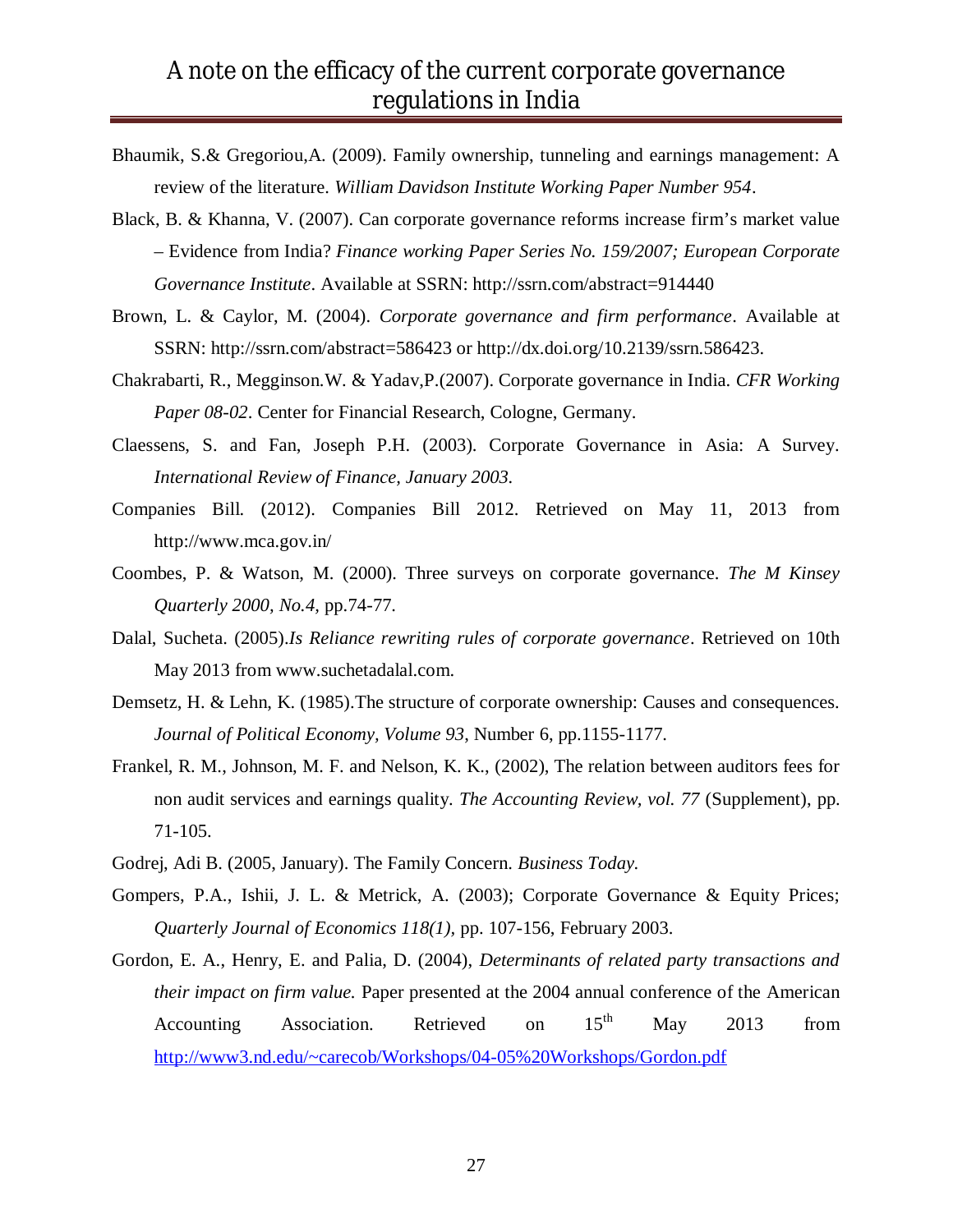Bhaumik, S.& Gregoriou,A. (2009). Family ownership, tunneling and earnings management: A review of the literature. *William Davidson Institute Working Paper Number 954*.

Black, B. & Khanna, V. (2007). Can corporate governance reforms increase firm's market value – Evidence from India? *Finance working Paper Series No. 159/2007; European Corporate Governance Institute*. Available at SSRN: http://ssrn.com/abstract=914440

Brown, L. & Caylor, M. (2004). *Corporate governance and firm performance*. Available at SSRN: http://ssrn.com/abstract=586423 or http://dx.doi.org/10.2139/ssrn.586423.

Chakrabarti, R., Megginson.W. & Yadav,P.(2007). Corporate governance in India. *CFR Working Paper 08-02*. Center for Financial Research, Cologne, Germany.

Claessens, S. and Fan, Joseph P.H. (2003). Corporate Governance in Asia: A Survey. *International Review of Finance, January 2003.*

Companies Bill. (2012). Companies Bill 2012. Retrieved on May 11, 2013 from http://www.mca.gov.in/

Coombes, P. & Watson, M. (2000). Three surveys on corporate governance. *The M Kinsey Quarterly 2000, No.4,* pp.74-77.

Dalal, Sucheta. (2005).*Is Reliance rewriting rules of corporate governance*. Retrieved on 10th May 2013 from www.suchetadalal.com.

Demsetz, H. & Lehn, K. (1985).The structure of corporate ownership: Causes and consequences. *Journal of Political Economy, Volume 93,* Number 6, pp.1155-1177.

Frankel, R. M., Johnson, M. F. and Nelson, K. K., (2002), The relation between auditors fees for non audit services and earnings quality. *The Accounting Review, vol. 77* (Supplement), pp. 71-105.

Godrej, Adi B. (2005, January). The Family Concern. *Business Today.*

Gompers, P.A., Ishii, J. L. & Metrick, A. (2003); Corporate Governance & Equity Prices; *Quarterly Journal of Economics 118(1),* pp. 107-156, February 2003.

Gordon, E. A., Henry, E. and Palia, D. (2004), *Determinants of related party transactions and their impact on firm value.* Paper presented at the 2004 annual conference of the American Accounting Association. Retrieved on 15th May 2013 from http://www3.nd.edu/~carecob/Workshops/04-05%20Workshops/Gordon.pdf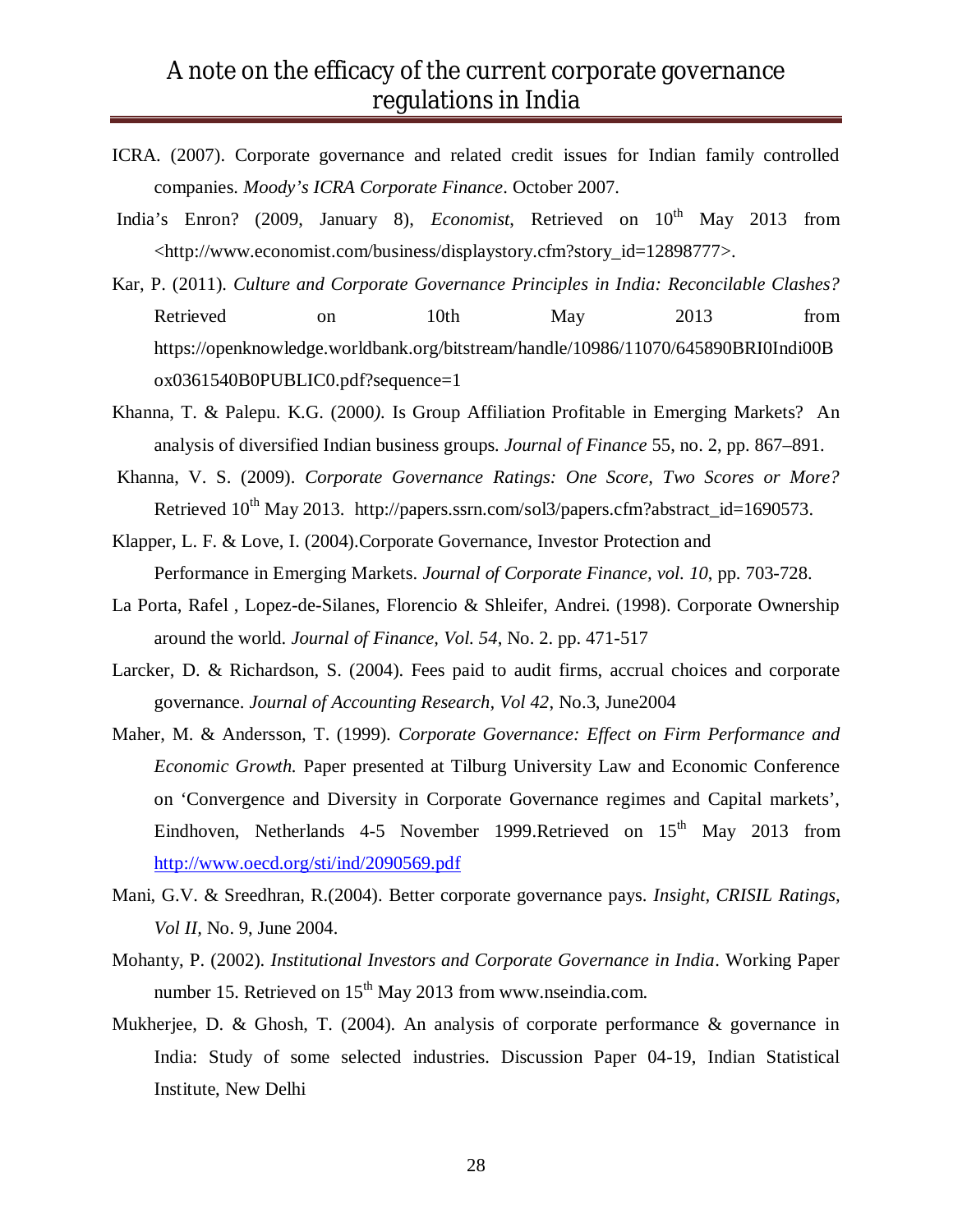ICRA. (2007). Corporate governance and related credit issues for Indian family controlled companies. *Moody's ICRA Corporate Finance*. October 2007.

India's Enron? (2009, January 8), *Economist*, Retrieved on 10th May 2013 from <http://www.economist.com/business/displaystory.cfm?story_id=12898777>.

Kar, P. (2011). *Culture and Corporate Governance Principles in India: Reconcilable Clashes?* Retrieved on 10th May 2013 from https://openknowledge.worldbank.org/bitstream/handle/10986/11070/645890BRI0Indi00Box0361540B0PUBLIC0.pdf?sequence=1

Khanna, T. & Palepu. K.G. (2000). Is Group Affiliation Profitable in Emerging Markets? An analysis of diversified Indian business groups. *Journal of Finance* 55, no. 2, pp. 867–891.

Khanna, V. S. (2009). *Corporate Governance Ratings: One Score, Two Scores or More?* Retrieved 10th May 2013. http://papers.ssrn.com/sol3/papers.cfm?abstract_id=1690573.

Klapper, L. F. & Love, I. (2004).Corporate Governance, Investor Protection and Performance in Emerging Markets. *Journal of Corporate Finance, vol. 10*, pp. 703-728.

La Porta, Rafel , Lopez-de-Silanes, Florencio & Shleifer, Andrei. (1998). Corporate Ownership around the world. *Journal of Finance, Vol. 54*, No. 2. pp. 471-517

Larcker, D. & Richardson, S. (2004). Fees paid to audit firms, accrual choices and corporate governance. *Journal of Accounting Research, Vol 42*, No.3, June2004

Maher, M. & Andersson, T. (1999). *Corporate Governance: Effect on Firm Performance and Economic Growth.* Paper presented at Tilburg University Law and Economic Conference on 'Convergence and Diversity in Corporate Governance regimes and Capital markets', Eindhoven, Netherlands 4-5 November 1999.Retrieved on 15th May 2013 from http://www.oecd.org/sti/ind/2090569.pdf

Mani, G.V. & Sreedhran, R.(2004). Better corporate governance pays. *Insight, CRISIL Ratings, Vol II*, No. 9, June 2004.

Mohanty, P. (2002). *Institutional Investors and Corporate Governance in India*. Working Paper number 15. Retrieved on 15th May 2013 from www.nseindia.com.

Mukherjee, D. & Ghosh, T. (2004). An analysis of corporate performance & governance in India: Study of some selected industries. Discussion Paper 04-19, Indian Statistical Institute, New Delhi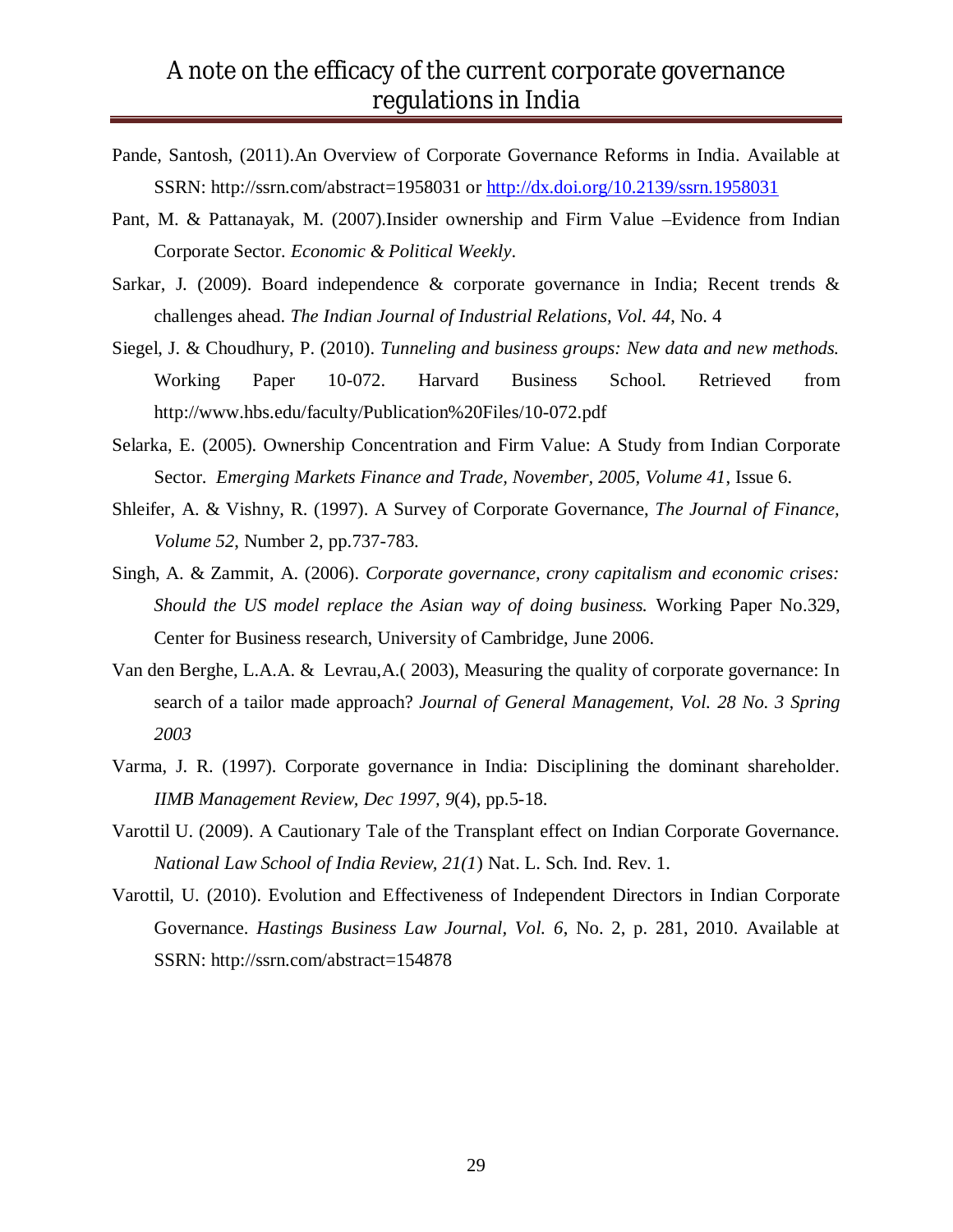Pande, Santosh, (2011).An Overview of Corporate Governance Reforms in India. Available at SSRN: http://ssrn.com/abstract=1958031 or http://dx.doi.org/10.2139/ssrn.1958031

Pant, M. & Pattanayak, M. (2007).Insider ownership and Firm Value –Evidence from Indian Corporate Sector. *Economic & Political Weekly*.

Sarkar, J. (2009). Board independence & corporate governance in India; Recent trends & challenges ahead. *The Indian Journal of Industrial Relations, Vol. 44,* No. 4

Siegel, J. & Choudhury, P. (2010). *Tunneling and business groups: New data and new methods.* Working Paper 10-072. Harvard Business School. Retrieved from http://www.hbs.edu/faculty/Publication%20Files/10-072.pdf

Selarka, E. (2005). Ownership Concentration and Firm Value: A Study from Indian Corporate Sector. *Emerging Markets Finance and Trade, November, 2005, Volume 41*, Issue 6.

Shleifer, A. & Vishny, R. (1997). A Survey of Corporate Governance, *The Journal of Finance, Volume 52*, Number 2, pp.737-783.

Singh, A. & Zammit, A. (2006). *Corporate governance, crony capitalism and economic crises: Should the US model replace the Asian way of doing business.* Working Paper No.329, Center for Business research, University of Cambridge, June 2006.

Van den Berghe, L.A.A. & Levrau,A.( 2003), Measuring the quality of corporate governance: In search of a tailor made approach? *Journal of General Management, Vol. 28 No. 3 Spring 2003*

Varma, J. R. (1997). Corporate governance in India: Disciplining the dominant shareholder. *IIMB Management Review, Dec 1997, 9*(4), pp.5-18.

Varottil U. (2009). A Cautionary Tale of the Transplant effect on Indian Corporate Governance. *National Law School of India Review, 21(1*) Nat. L. Sch. Ind. Rev. 1.

Varottil, U. (2010). Evolution and Effectiveness of Independent Directors in Indian Corporate Governance. *Hastings Business Law Journal, Vol. 6*, No. 2, p. 281, 2010. Available at SSRN: http://ssrn.com/abstract=154878